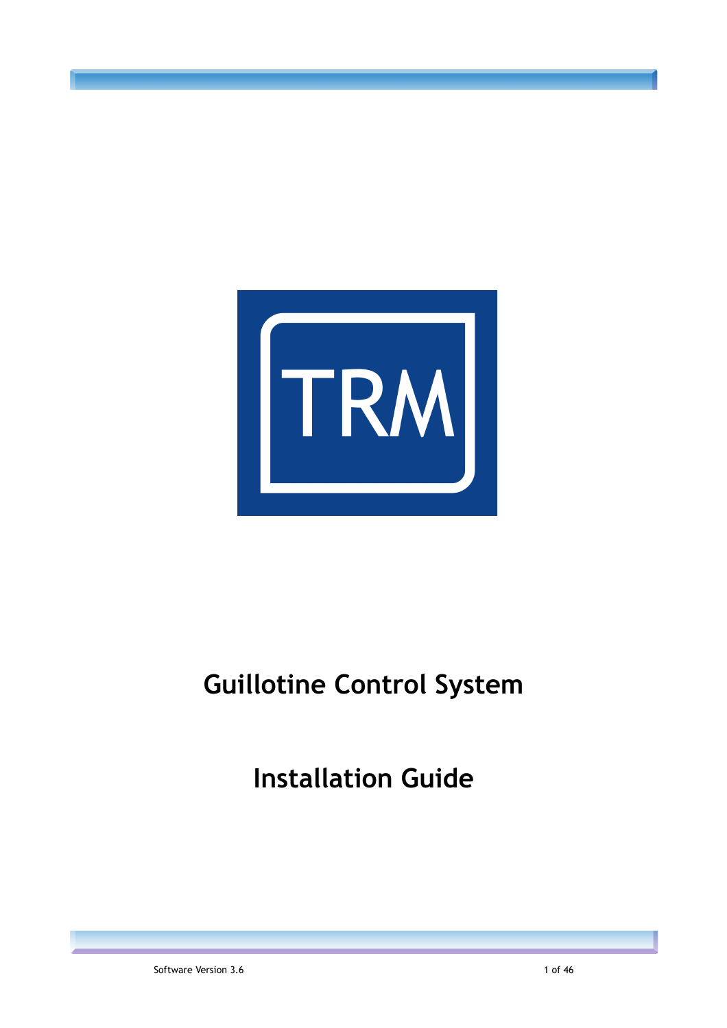TRM

# Guillotine Control System

# Installation Guide

Software Version 3.6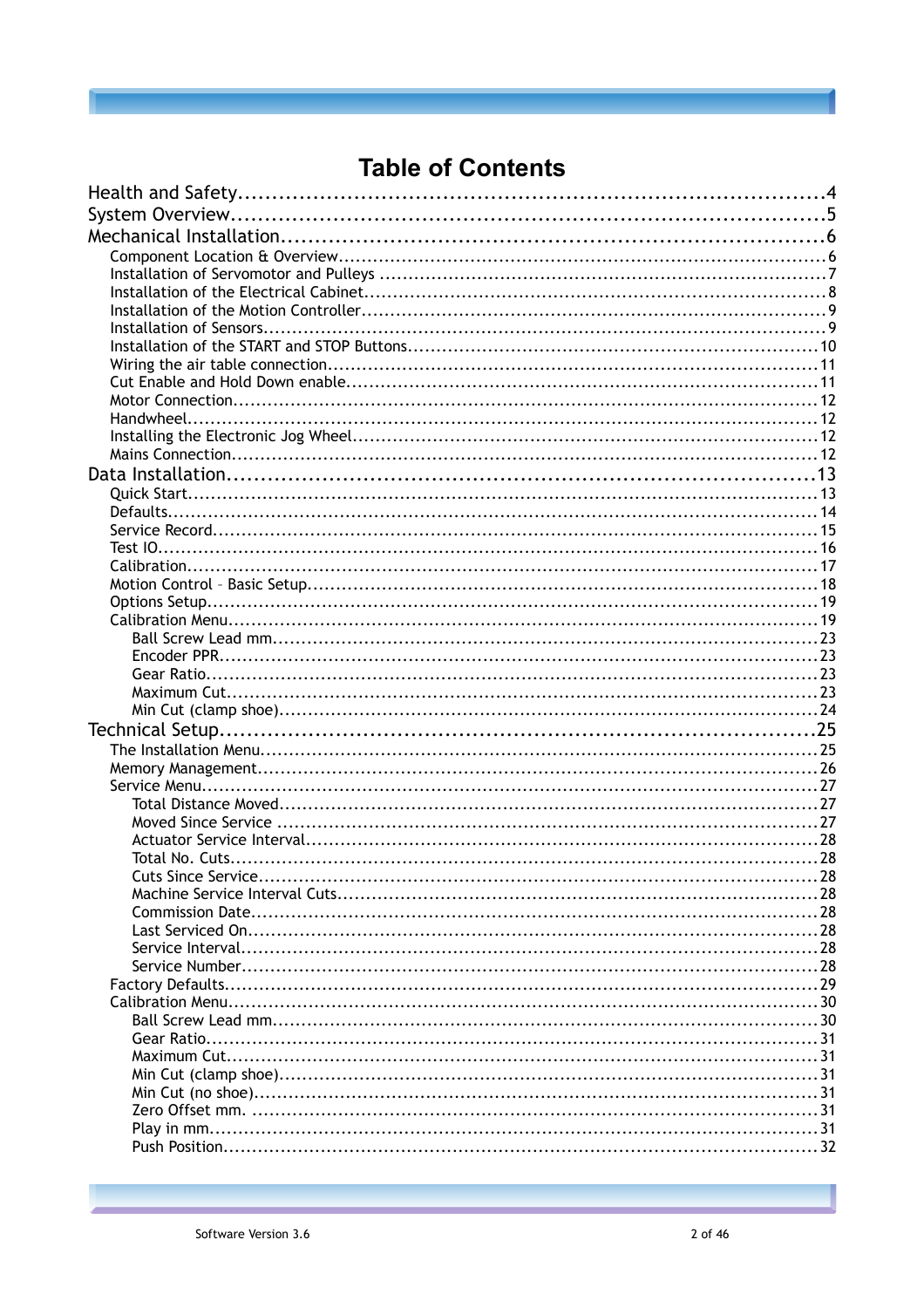# Table of Contents

- Health and Safety....4
- System Overview....5
- Mechanical Installation....6
  - Component Location & Overview....6
  - Installation of Servomotor and Pulleys....7
  - Installation of the Electrical Cabinet....8
  - Installation of the Motion Controller....9
  - Installation of Sensors....9
  - Installation of the START and STOP Buttons....10
  - Wiring the air table connection....11
  - Cut Enable and Hold Down enable....11
  - Motor Connection....12
  - Handwheel....12
  - Installing the Electronic Jog Wheel....12
  - Mains Connection....12
- Data Installation....13
  - Quick Start....13
  - Defaults....14
  - Service Record....15
  - Test IO....16
  - Calibration....17
  - Motion Control – Basic Setup....18
  - Options Setup....19
  - Calibration Menu....19
    - Ball Screw Lead mm....23
    - Encoder PPR....23
    - Gear Ratio....23
    - Maximum Cut....23
    - Min Cut (clamp shoe)....24
- Technical Setup....25
  - The Installation Menu....25
  - Memory Management....26
  - Service Menu....27
    - Total Distance Moved....27
    - Moved Since Service....27
    - Actuator Service Interval....28
    - Total No. Cuts....28
    - Cuts Since Service....28
    - Machine Service Interval Cuts....28
    - Commission Date....28
    - Last Serviced On....28
    - Service Interval....28
    - Service Number....28
  - Factory Defaults....29
  - Calibration Menu....30
    - Ball Screw Lead mm....30
    - Gear Ratio....31
    - Maximum Cut....31
    - Min Cut (clamp shoe)....31
    - Min Cut (no shoe)....31
    - Zero Offset mm....31
    - Play in mm....31
    - Push Position....32

Software Version 3.6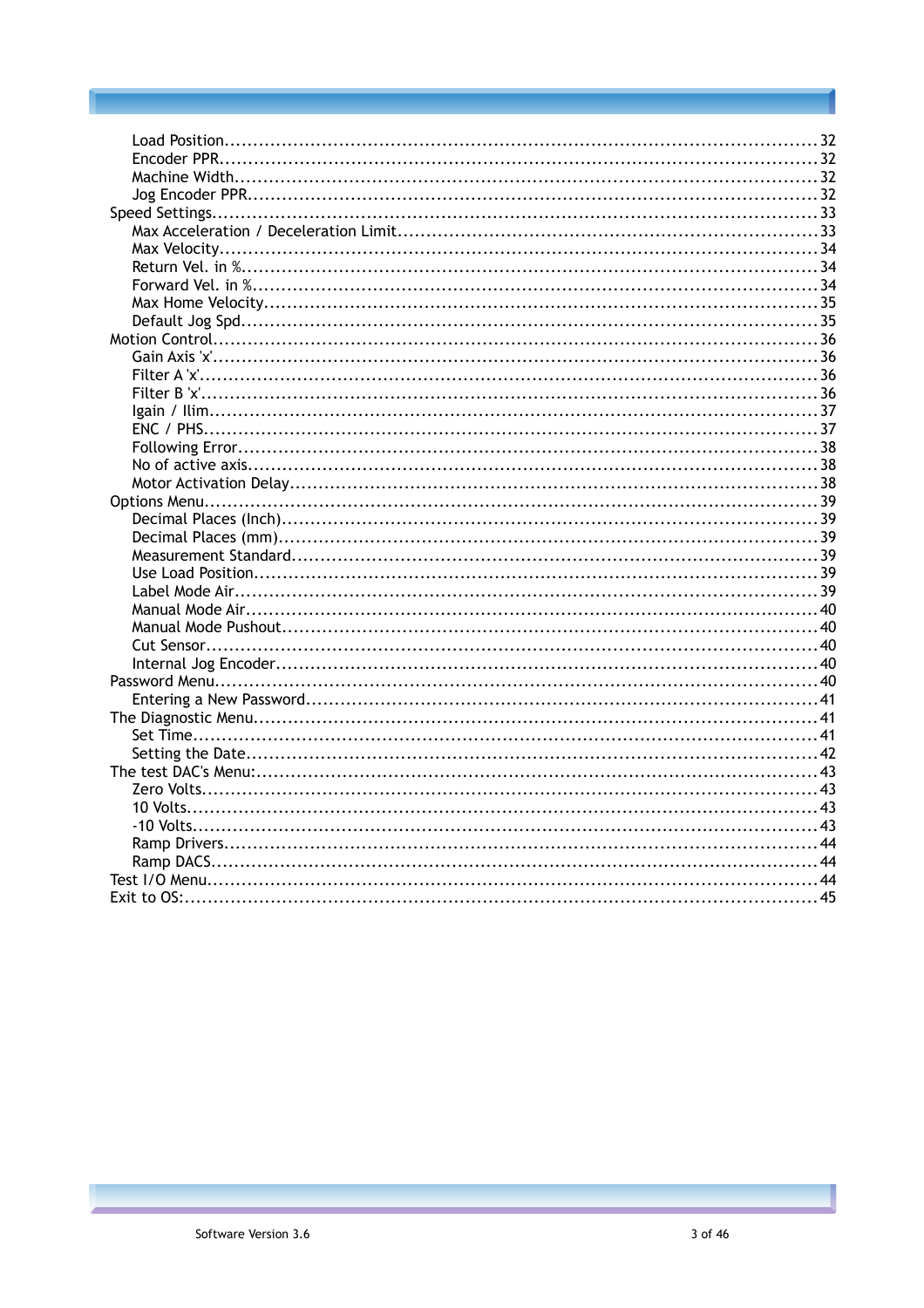- Load Position.......................................................................................................32
- Encoder PPR..........................................................................................................32
- Machine Width.......................................................................................................32
- Jog Encoder PPR....................................................................................................32

Speed Settings..............................................................................................................33

- Max Acceleration / Deceleration Limit.................................................................33
- Max Velocity...........................................................................................................34
- Return Vel. in %......................................................................................................34
- Forward Vel. in %....................................................................................................34
- Max Home Velocity................................................................................................35
- Default Jog Spd.......................................................................................................35

Motion Control..............................................................................................................36

- Gain Axis 'x'............................................................................................................36
- Filter A 'x'...............................................................................................................36
- Filter B 'x'...............................................................................................................36
- Igain / Ilim..............................................................................................................37
- ENC / PHS...............................................................................................................37
- Following Error.......................................................................................................38
- No of active axis.....................................................................................................38
- Motor Activation Delay..........................................................................................38

Options Menu................................................................................................................39

- Decimal Places (Inch).............................................................................................39
- Decimal Places (mm)..............................................................................................39
- Measurement Standard...........................................................................................39
- Use Load Position....................................................................................................39
- Label Mode Air.......................................................................................................39
- Manual Mode Air....................................................................................................40
- Manual Mode Pushout............................................................................................40
- Cut Sensor...............................................................................................................40
- Internal Jog Encoder...............................................................................................40

Password Menu.............................................................................................................40

- Entering a New Password.......................................................................................41

The Diagnostic Menu....................................................................................................41

- Set Time..................................................................................................................41
- Setting the Date......................................................................................................42

The test DAC's Menu:....................................................................................................43

- Zero Volts...............................................................................................................43
- 10 Volts...................................................................................................................43
- -10 Volts..................................................................................................................43
- Ramp Drivers..........................................................................................................44
- Ramp DACS............................................................................................................44

Test I/O Menu...............................................................................................................44

Exit to OS:.....................................................................................................................45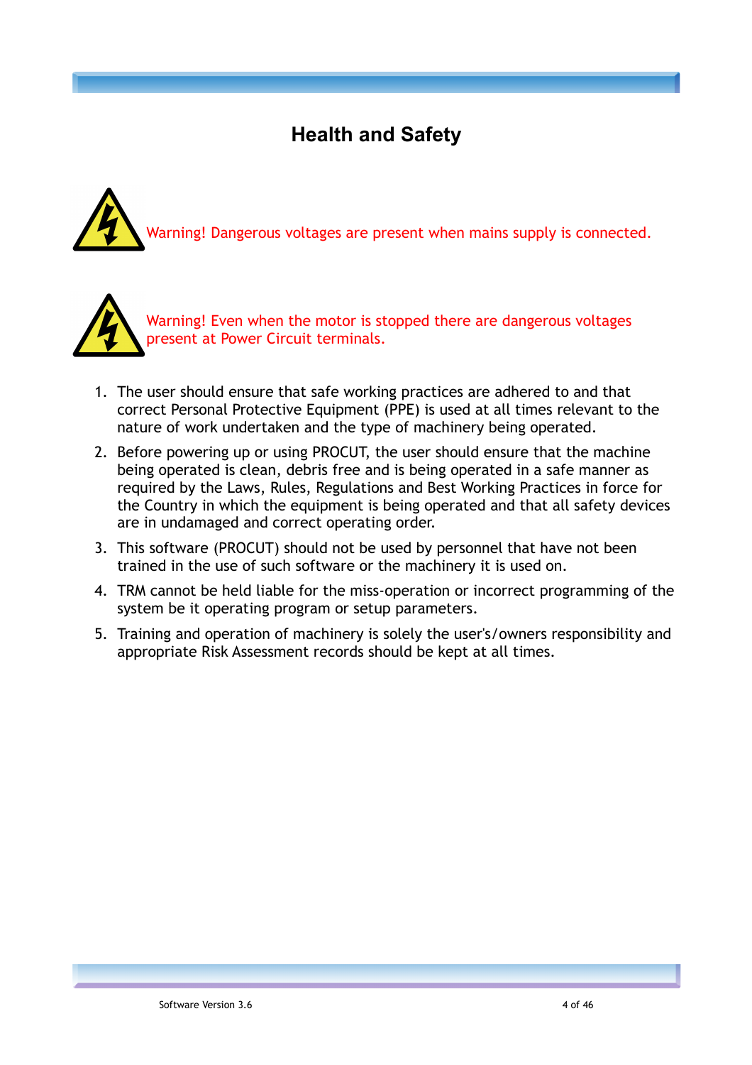# Health and Safety

Warning! Dangerous voltages are present when mains supply is connected.

Warning! Even when the motor is stopped there are dangerous voltages present at Power Circuit terminals.

1. The user should ensure that safe working practices are adhered to and that correct Personal Protective Equipment (PPE) is used at all times relevant to the nature of work undertaken and the type of machinery being operated.
2. Before powering up or using PROCUT, the user should ensure that the machine being operated is clean, debris free and is being operated in a safe manner as required by the Laws, Rules, Regulations and Best Working Practices in force for the Country in which the equipment is being operated and that all safety devices are in undamaged and correct operating order.
3. This software (PROCUT) should not be used by personnel that have not been trained in the use of such software or the machinery it is used on.
4. TRM cannot be held liable for the miss-operation or incorrect programming of the system be it operating program or setup parameters.
5. Training and operation of machinery is solely the user's/owners responsibility and appropriate Risk Assessment records should be kept at all times.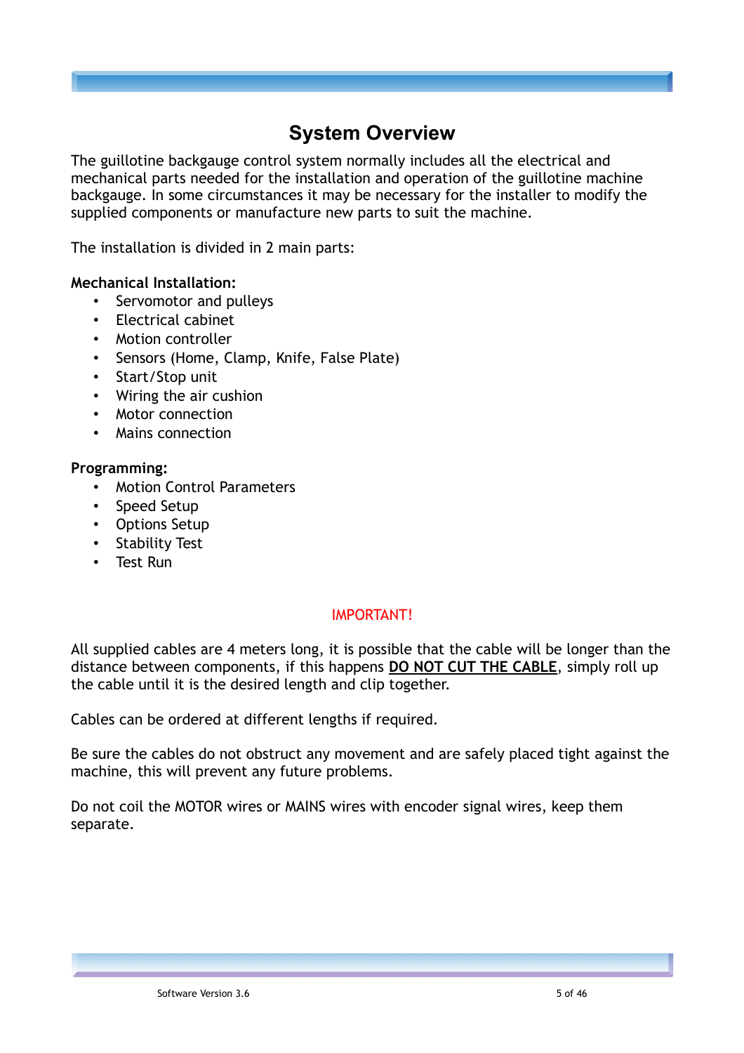# System Overview

The guillotine backgauge control system normally includes all the electrical and mechanical parts needed for the installation and operation of the guillotine machine backgauge. In some circumstances it may be necessary for the installer to modify the supplied components or manufacture new parts to suit the machine.

The installation is divided in 2 main parts:

**Mechanical Installation:**

- Servomotor and pulleys
- Electrical cabinet
- Motion controller
- Sensors (Home, Clamp, Knife, False Plate)
- Start/Stop unit
- Wiring the air cushion
- Motor connection
- Mains connection

**Programming:**

- Motion Control Parameters
- Speed Setup
- Options Setup
- Stability Test
- Test Run

IMPORTANT!

All supplied cables are 4 meters long, it is possible that the cable will be longer than the distance between components, if this happens **DO NOT CUT THE CABLE**, simply roll up the cable until it is the desired length and clip together.

Cables can be ordered at different lengths if required.

Be sure the cables do not obstruct any movement and are safely placed tight against the machine, this will prevent any future problems.

Do not coil the MOTOR wires or MAINS wires with encoder signal wires, keep them separate.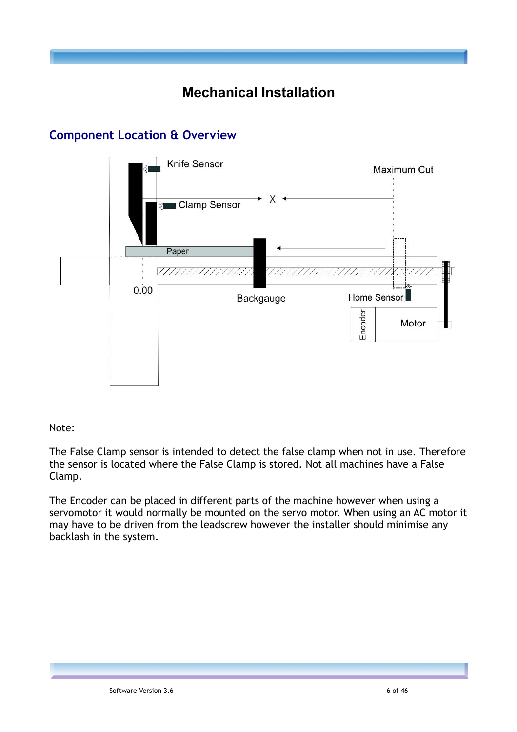# Mechanical Installation

## Component Location & Overview

Knife Sensor

Maximum Cut

Clamp Sensor

X

Paper

0.00

Backgauge

Home Sensor

Encoder

Motor

Note:

The False Clamp sensor is intended to detect the false clamp when not in use. Therefore the sensor is located where the False Clamp is stored. Not all machines have a False Clamp.

The Encoder can be placed in different parts of the machine however when using a servomotor it would normally be mounted on the servo motor. When using an AC motor it may have to be driven from the leadscrew however the installer should minimise any backlash in the system.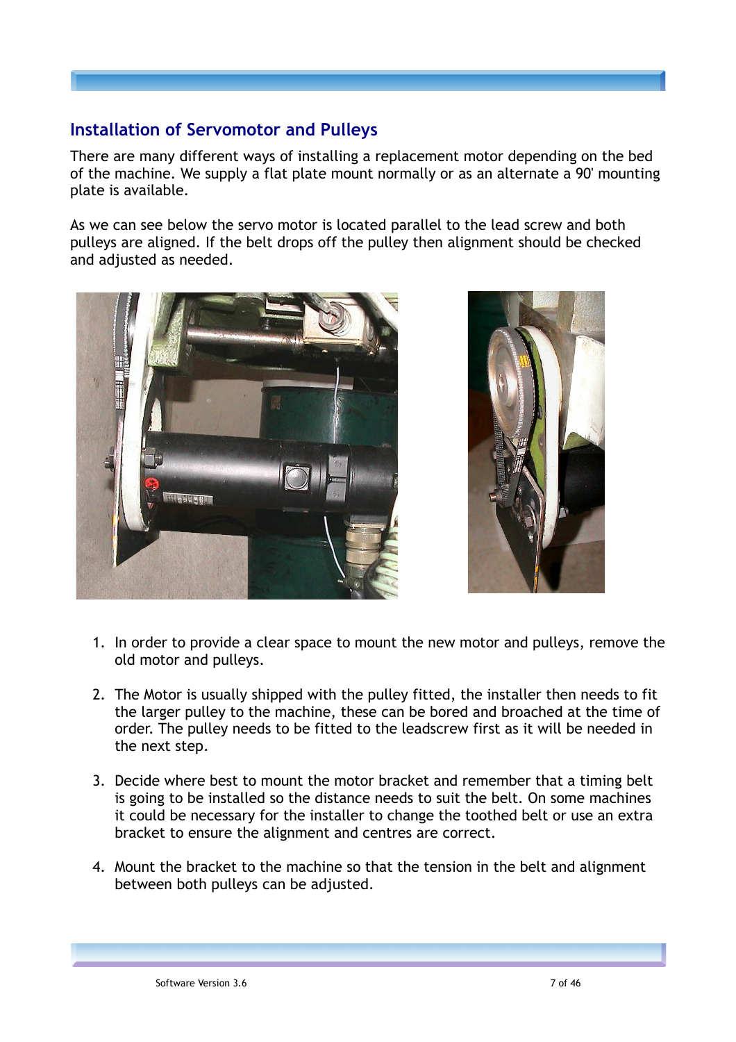## Installation of Servomotor and Pulleys

There are many different ways of installing a replacement motor depending on the bed of the machine. We supply a flat plate mount normally or as an alternate a 90' mounting plate is available.

As we can see below the servo motor is located parallel to the lead screw and both pulleys are aligned. If the belt drops off the pulley then alignment should be checked and adjusted as needed.

1. In order to provide a clear space to mount the new motor and pulleys, remove the old motor and pulleys.

2. The Motor is usually shipped with the pulley fitted, the installer then needs to fit the larger pulley to the machine, these can be bored and broached at the time of order. The pulley needs to be fitted to the leadscrew first as it will be needed in the next step.

3. Decide where best to mount the motor bracket and remember that a timing belt is going to be installed so the distance needs to suit the belt. On some machines it could be necessary for the installer to change the toothed belt or use an extra bracket to ensure the alignment and centres are correct.

4. Mount the bracket to the machine so that the tension in the belt and alignment between both pulleys can be adjusted.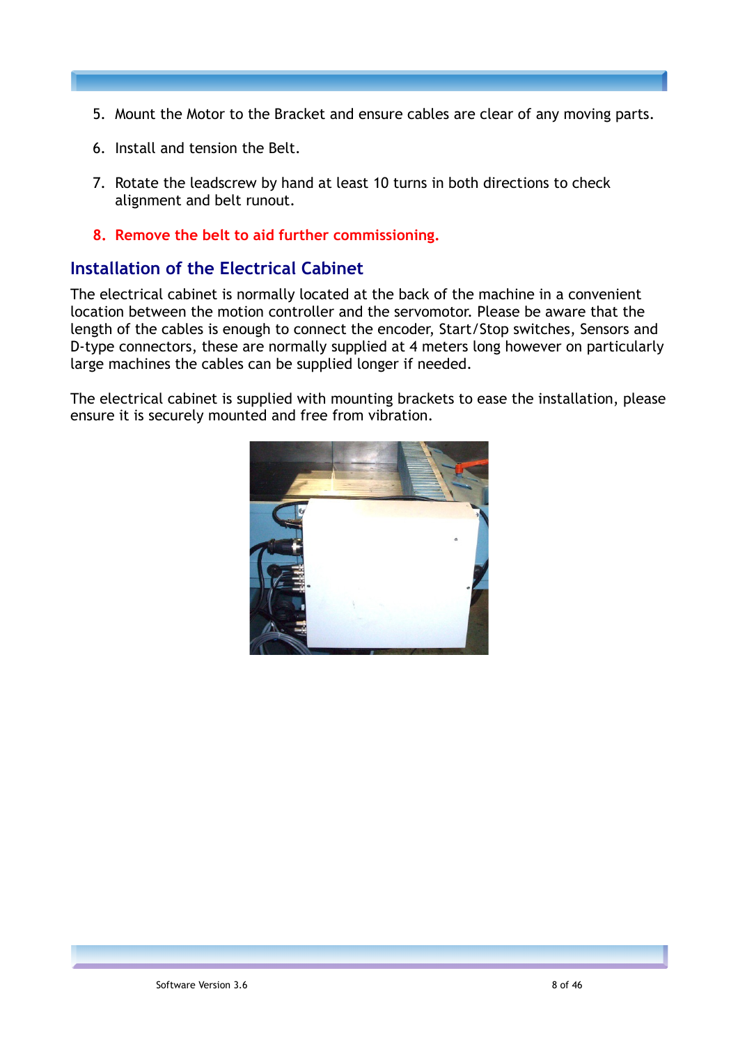5. Mount the Motor to the Bracket and ensure cables are clear of any moving parts.

6. Install and tension the Belt.

7. Rotate the leadscrew by hand at least 10 turns in both directions to check alignment and belt runout.

8. **Remove the belt to aid further commissioning.**

## Installation of the Electrical Cabinet

The electrical cabinet is normally located at the back of the machine in a convenient location between the motion controller and the servomotor. Please be aware that the length of the cables is enough to connect the encoder, Start/Stop switches, Sensors and D-type connectors, these are normally supplied at 4 meters long however on particularly large machines the cables can be supplied longer if needed.

The electrical cabinet is supplied with mounting brackets to ease the installation, please ensure it is securely mounted and free from vibration.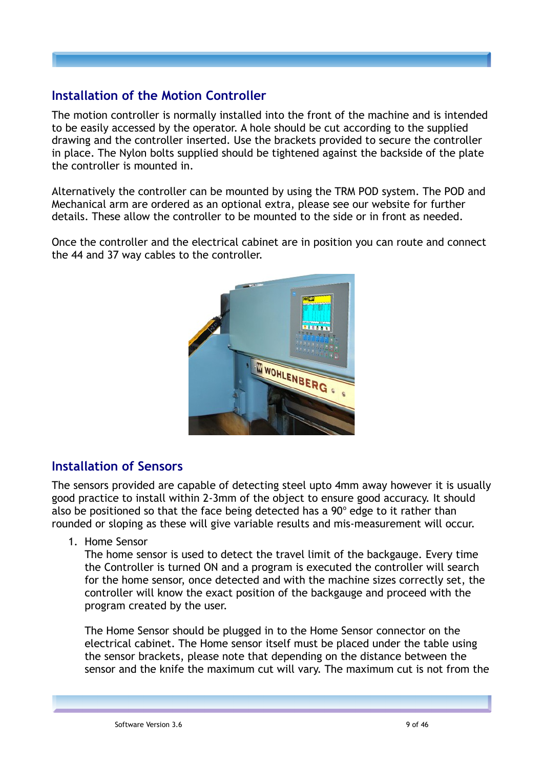## Installation of the Motion Controller

The motion controller is normally installed into the front of the machine and is intended to be easily accessed by the operator. A hole should be cut according to the supplied drawing and the controller inserted. Use the brackets provided to secure the controller in place. The Nylon bolts supplied should be tightened against the backside of the plate the controller is mounted in.

Alternatively the controller can be mounted by using the TRM POD system. The POD and Mechanical arm are ordered as an optional extra, please see our website for further details. These allow the controller to be mounted to the side or in front as needed.

Once the controller and the electrical cabinet are in position you can route and connect the 44 and 37 way cables to the controller.

## Installation of Sensors

The sensors provided are capable of detecting steel upto 4mm away however it is usually good practice to install within 2-3mm of the object to ensure good accuracy. It should also be positioned so that the face being detected has a 90° edge to it rather than rounded or sloping as these will give variable results and mis-measurement will occur.

1. Home Sensor
   The home sensor is used to detect the travel limit of the backgauge. Every time the Controller is turned ON and a program is executed the controller will search for the home sensor, once detected and with the machine sizes correctly set, the controller will know the exact position of the backgauge and proceed with the program created by the user.

   The Home Sensor should be plugged in to the Home Sensor connector on the electrical cabinet. The Home sensor itself must be placed under the table using the sensor brackets, please note that depending on the distance between the sensor and the knife the maximum cut will vary. The maximum cut is not from the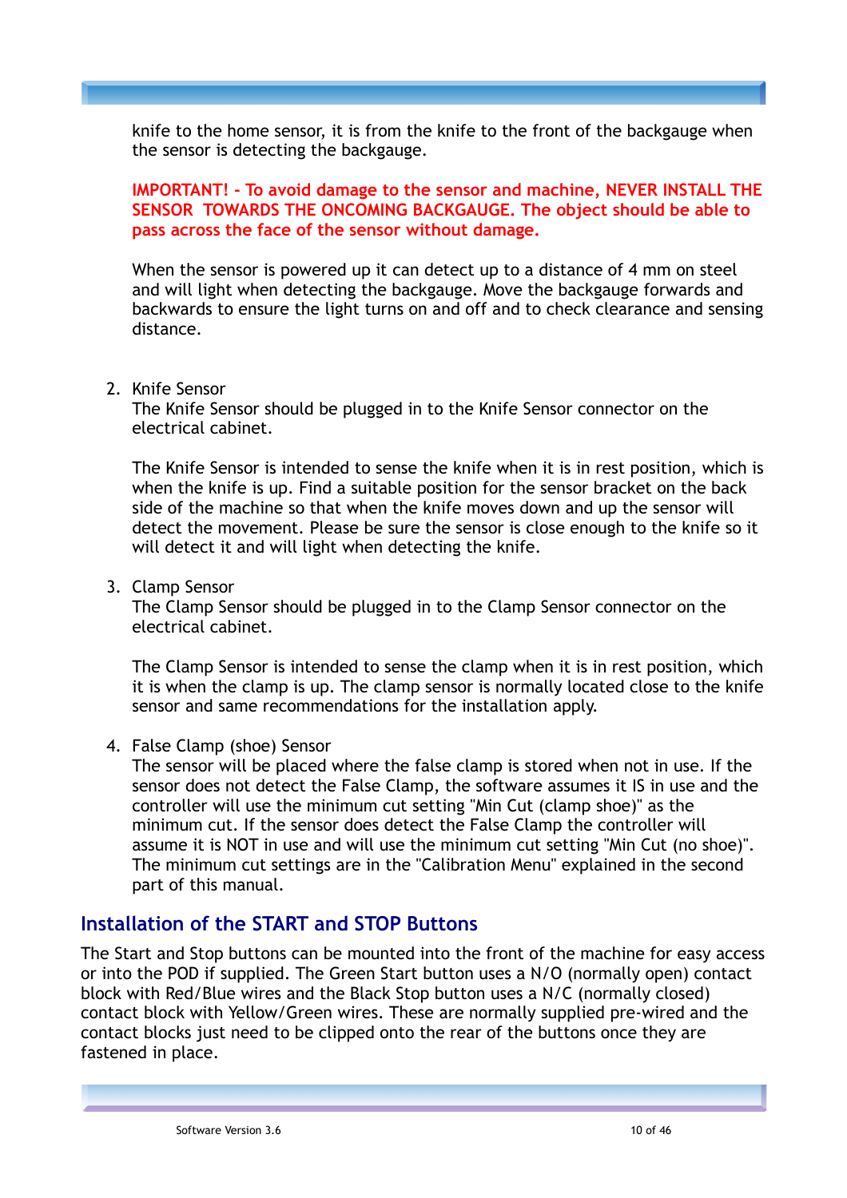knife to the home sensor, it is from the knife to the front of the backgauge when the sensor is detecting the backgauge.

**IMPORTANT! - To avoid damage to the sensor and machine, NEVER INSTALL THE SENSOR TOWARDS THE ONCOMING BACKGAUGE. The object should be able to pass across the face of the sensor without damage.**

When the sensor is powered up it can detect up to a distance of 4 mm on steel and will light when detecting the backgauge. Move the backgauge forwards and backwards to ensure the light turns on and off and to check clearance and sensing distance.

2. Knife Sensor
   The Knife Sensor should be plugged in to the Knife Sensor connector on the electrical cabinet.

   The Knife Sensor is intended to sense the knife when it is in rest position, which is when the knife is up. Find a suitable position for the sensor bracket on the back side of the machine so that when the knife moves down and up the sensor will detect the movement. Please be sure the sensor is close enough to the knife so it will detect it and will light when detecting the knife.

3. Clamp Sensor
   The Clamp Sensor should be plugged in to the Clamp Sensor connector on the electrical cabinet.

   The Clamp Sensor is intended to sense the clamp when it is in rest position, which it is when the clamp is up. The clamp sensor is normally located close to the knife sensor and same recommendations for the installation apply.

4. False Clamp (shoe) Sensor
   The sensor will be placed where the false clamp is stored when not in use. If the sensor does not detect the False Clamp, the software assumes it IS in use and the controller will use the minimum cut setting "Min Cut (clamp shoe)" as the minimum cut. If the sensor does detect the False Clamp the controller will assume it is NOT in use and will use the minimum cut setting "Min Cut (no shoe)". The minimum cut settings are in the "Calibration Menu" explained in the second part of this manual.

## Installation of the START and STOP Buttons

The Start and Stop buttons can be mounted into the front of the machine for easy access or into the POD if supplied. The Green Start button uses a N/O (normally open) contact block with Red/Blue wires and the Black Stop button uses a N/C (normally closed) contact block with Yellow/Green wires. These are normally supplied pre-wired and the contact blocks just need to be clipped onto the rear of the buttons once they are fastened in place.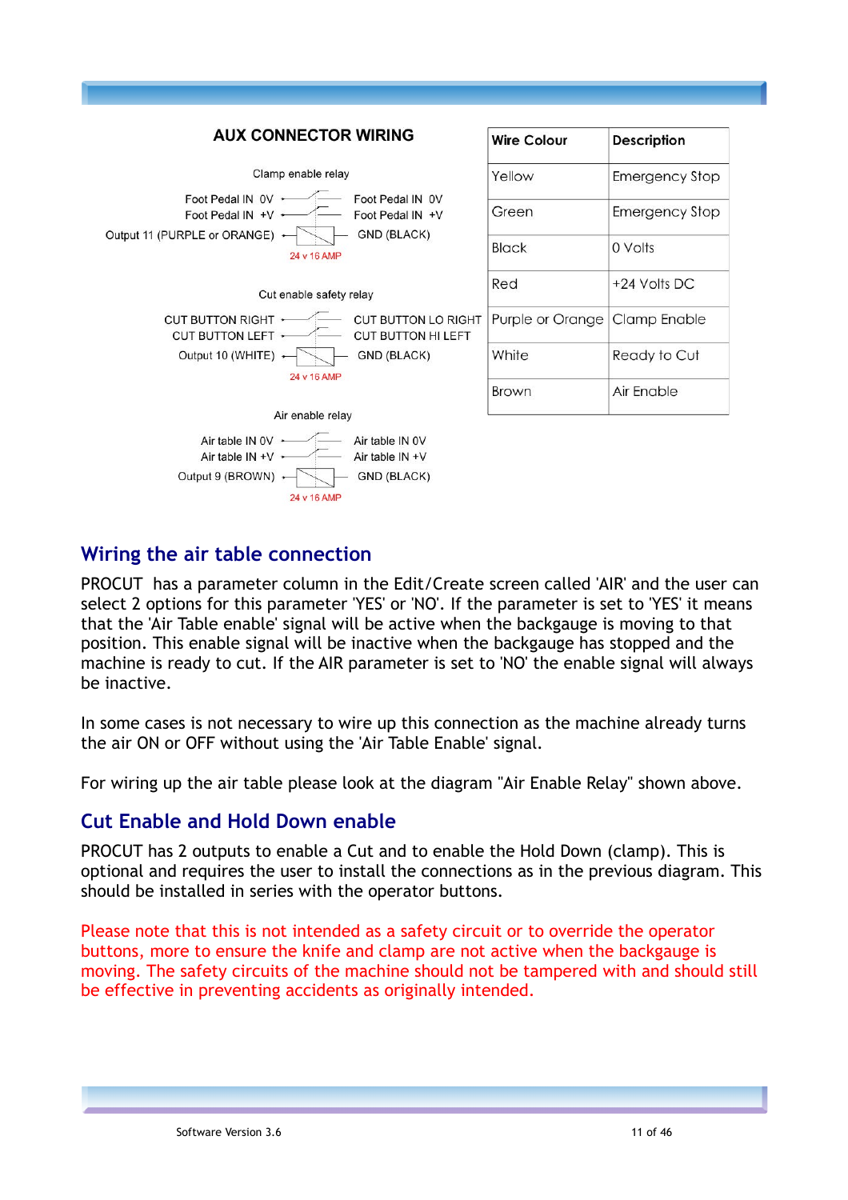## AUX CONNECTOR WIRING

Clamp enable relay

Foot Pedal IN 0V — Foot Pedal IN 0V
Foot Pedal IN +V — Foot Pedal IN +V
Output 11 (PURPLE or ORANGE) — GND (BLACK)
24 v 16 AMP

Cut enable safety relay

CUT BUTTON RIGHT — CUT BUTTON LO RIGHT
CUT BUTTON LEFT — CUT BUTTON HI LEFT
Output 10 (WHITE) — GND (BLACK)
24 v 16 AMP

Air enable relay

Air table IN 0V — Air table IN 0V
Air table IN +V — Air table IN +V
Output 9 (BROWN) — GND (BLACK)
24 v 16 AMP

| Wire Colour | Description |
|---|---|
| Yellow | Emergency Stop |
| Green | Emergency Stop |
| Black | 0 Volts |
| Red | +24 Volts DC |
| Purple or Orange | Clamp Enable |
| White | Ready to Cut |
| Brown | Air Enable |

## Wiring the air table connection

PROCUT has a parameter column in the Edit/Create screen called 'AIR' and the user can select 2 options for this parameter 'YES' or 'NO'. If the parameter is set to 'YES' it means that the 'Air Table enable' signal will be active when the backgauge is moving to that position. This enable signal will be inactive when the backgauge has stopped and the machine is ready to cut. If the AIR parameter is set to 'NO' the enable signal will always be inactive.

In some cases is not necessary to wire up this connection as the machine already turns the air ON or OFF without using the 'Air Table Enable' signal.

For wiring up the air table please look at the diagram "Air Enable Relay" shown above.

## Cut Enable and Hold Down enable

PROCUT has 2 outputs to enable a Cut and to enable the Hold Down (clamp). This is optional and requires the user to install the connections as in the previous diagram. This should be installed in series with the operator buttons.

Please note that this is not intended as a safety circuit or to override the operator buttons, more to ensure the knife and clamp are not active when the backgauge is moving. The safety circuits of the machine should not be tampered with and should still be effective in preventing accidents as originally intended.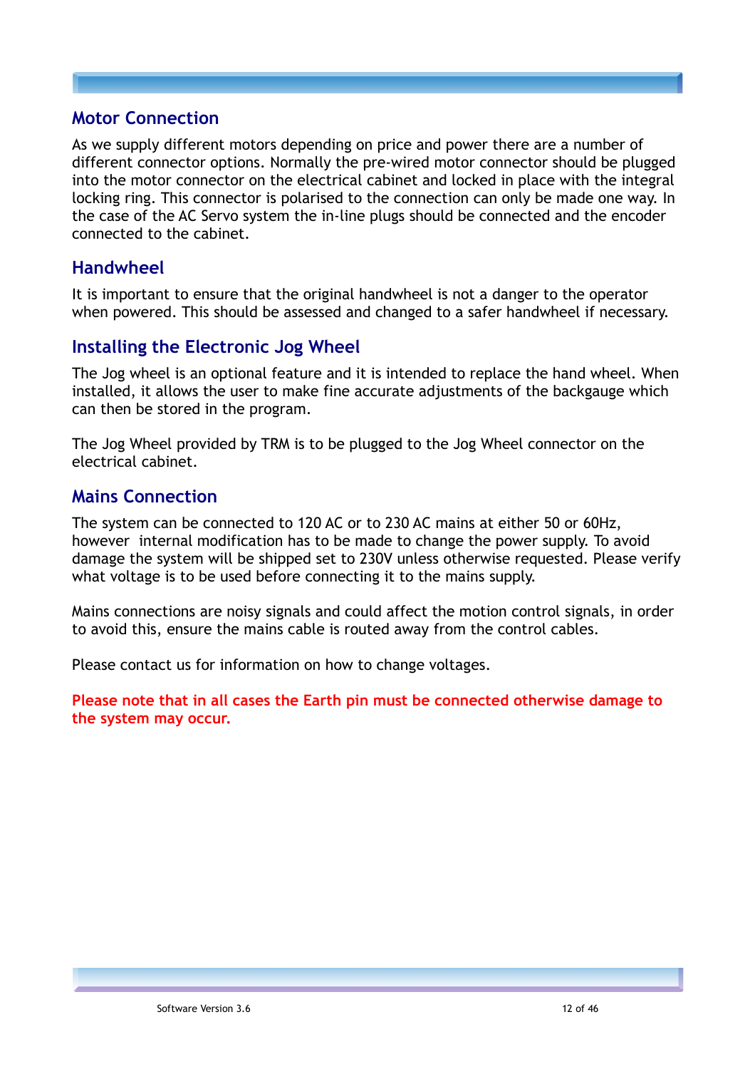## Motor Connection

As we supply different motors depending on price and power there are a number of different connector options. Normally the pre-wired motor connector should be plugged into the motor connector on the electrical cabinet and locked in place with the integral locking ring. This connector is polarised to the connection can only be made one way. In the case of the AC Servo system the in-line plugs should be connected and the encoder connected to the cabinet.

## Handwheel

It is important to ensure that the original handwheel is not a danger to the operator when powered. This should be assessed and changed to a safer handwheel if necessary.

## Installing the Electronic Jog Wheel

The Jog wheel is an optional feature and it is intended to replace the hand wheel. When installed, it allows the user to make fine accurate adjustments of the backgauge which can then be stored in the program.

The Jog Wheel provided by TRM is to be plugged to the Jog Wheel connector on the electrical cabinet.

## Mains Connection

The system can be connected to 120 AC or to 230 AC mains at either 50 or 60Hz, however internal modification has to be made to change the power supply. To avoid damage the system will be shipped set to 230V unless otherwise requested. Please verify what voltage is to be used before connecting it to the mains supply.

Mains connections are noisy signals and could affect the motion control signals, in order to avoid this, ensure the mains cable is routed away from the control cables.

Please contact us for information on how to change voltages.

**Please note that in all cases the Earth pin must be connected otherwise damage to the system may occur.**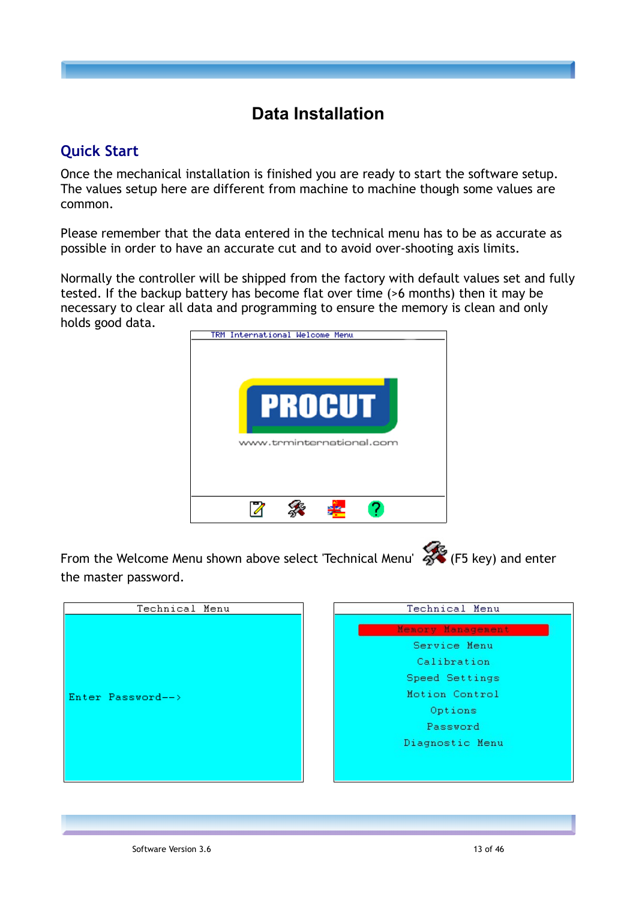# Data Installation

## Quick Start

Once the mechanical installation is finished you are ready to start the software setup. The values setup here are different from machine to machine though some values are common.

Please remember that the data entered in the technical menu has to be as accurate as possible in order to have an accurate cut and to avoid over-shooting axis limits.

Normally the controller will be shipped from the factory with default values set and fully tested. If the backup battery has become flat over time (>6 months) then it may be necessary to clear all data and programming to ensure the memory is clean and only holds good data.

From the Welcome Menu shown above select 'Technical Menu' (F5 key) and enter the master password.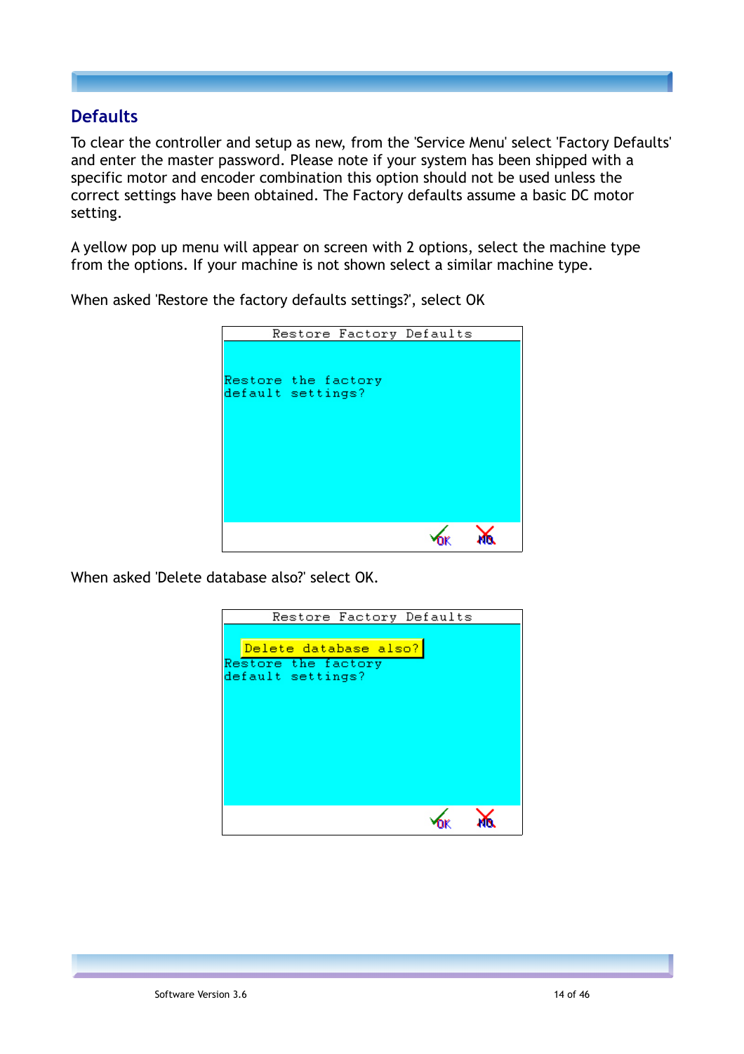## Defaults

To clear the controller and setup as new, from the 'Service Menu' select 'Factory Defaults' and enter the master password. Please note if your system has been shipped with a specific motor and encoder combination this option should not be used unless the correct settings have been obtained. The Factory defaults assume a basic DC motor setting.

A yellow pop up menu will appear on screen with 2 options, select the machine type from the options. If your machine is not shown select a similar machine type.

When asked 'Restore the factory defaults settings?', select OK

```
Restore Factory Defaults

Restore the factory
default settings?

                    OK    NO
```

When asked 'Delete database also?' select OK.

```
Restore Factory Defaults

  Delete database also?
Restore the factory
default settings?

                    OK    NO
```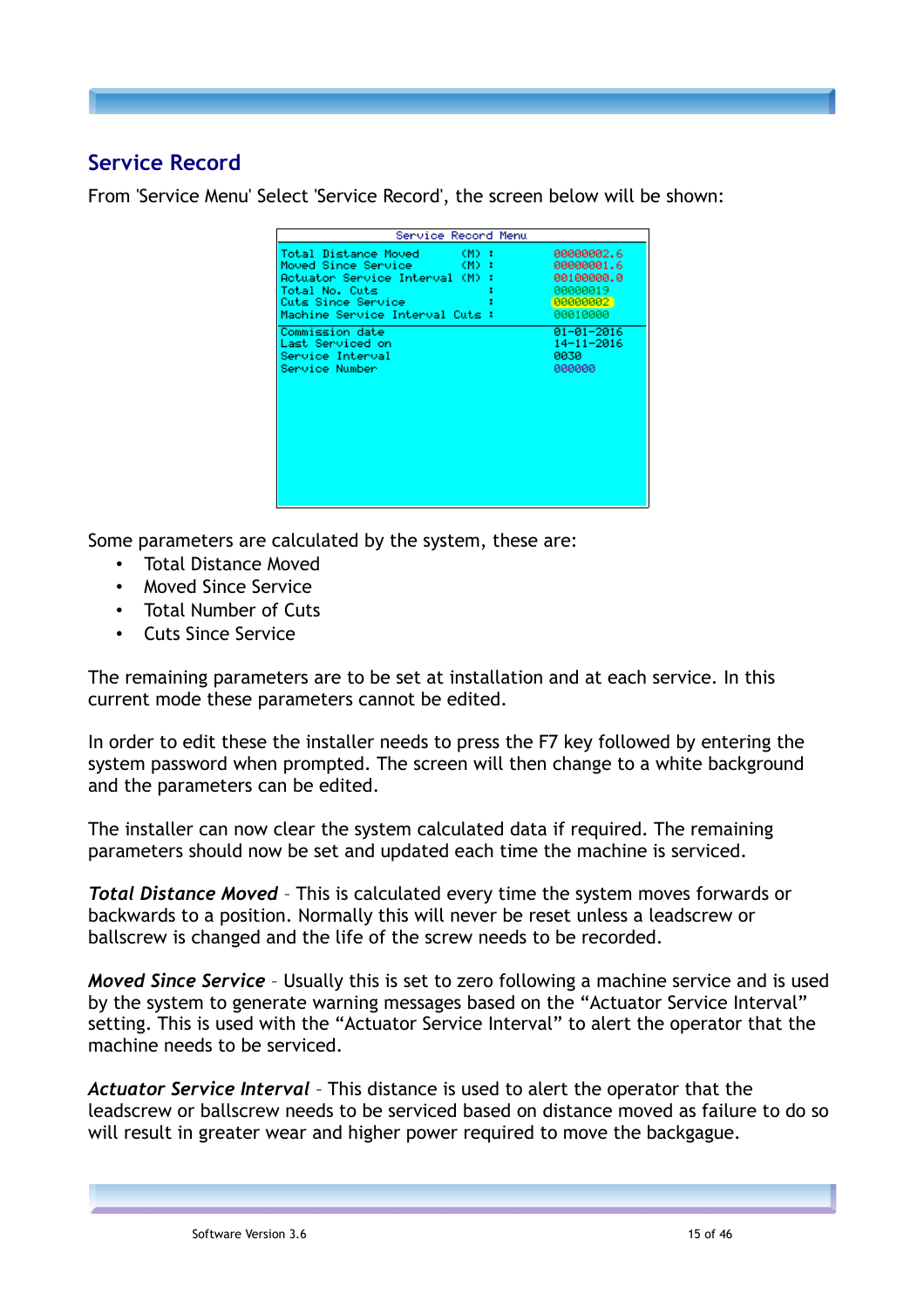## Service Record

From 'Service Menu' Select 'Service Record', the screen below will be shown:

Service Record Menu

| | |
|---|---|
| Total Distance Moved (M) : | 00000002.6 |
| Moved Since Service (M) : | 00000001.6 |
| Actuator Service Interval (M) : | 00100000.0 |
| Total No. Cuts : | 00000019 |
| Cuts Since Service : | 00000002 |
| Machine Service Interval Cuts : | 00010000 |
| Commission date | 01-01-2016 |
| Last Serviced on | 14-11-2016 |
| Service Interval | 0030 |
| Service Number | 000000 |

Some parameters are calculated by the system, these are:

- Total Distance Moved
- Moved Since Service
- Total Number of Cuts
- Cuts Since Service

The remaining parameters are to be set at installation and at each service. In this current mode these parameters cannot be edited.

In order to edit these the installer needs to press the F7 key followed by entering the system password when prompted. The screen will then change to a white background and the parameters can be edited.

The installer can now clear the system calculated data if required. The remaining parameters should now be set and updated each time the machine is serviced.

***Total Distance Moved*** – This is calculated every time the system moves forwards or backwards to a position. Normally this will never be reset unless a leadscrew or ballscrew is changed and the life of the screw needs to be recorded.

***Moved Since Service*** – Usually this is set to zero following a machine service and is used by the system to generate warning messages based on the “Actuator Service Interval” setting. This is used with the “Actuator Service Interval” to alert the operator that the machine needs to be serviced.

***Actuator Service Interval*** – This distance is used to alert the operator that the leadscrew or ballscrew needs to be serviced based on distance moved as failure to do so will result in greater wear and higher power required to move the backgague.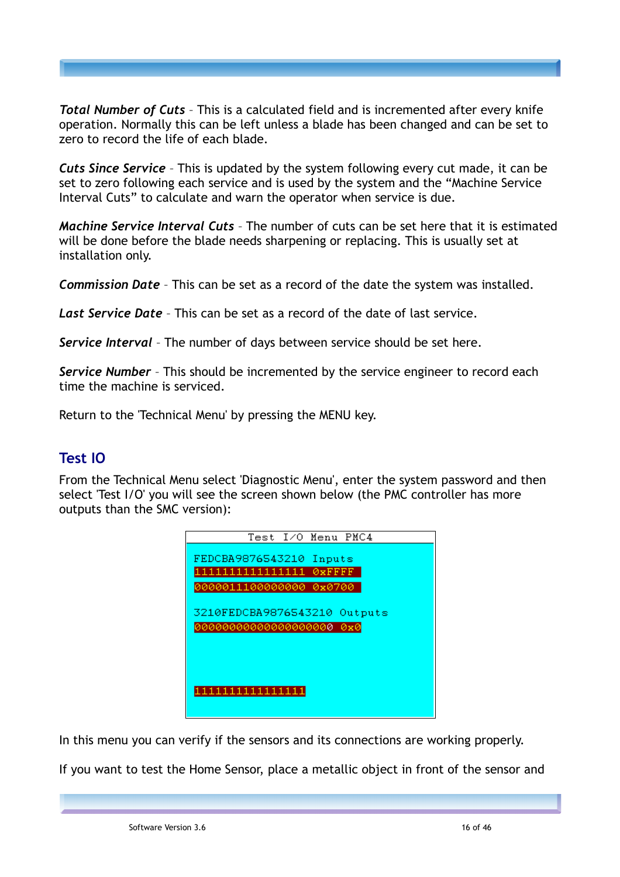***Total Number of Cuts*** – This is a calculated field and is incremented after every knife operation. Normally this can be left unless a blade has been changed and can be set to zero to record the life of each blade.

***Cuts Since Service*** – This is updated by the system following every cut made, it can be set to zero following each service and is used by the system and the "Machine Service Interval Cuts" to calculate and warn the operator when service is due.

***Machine Service Interval Cuts*** – The number of cuts can be set here that it is estimated will be done before the blade needs sharpening or replacing. This is usually set at installation only.

***Commission Date*** – This can be set as a record of the date the system was installed.

***Last Service Date*** – This can be set as a record of the date of last service.

***Service Interval*** – The number of days between service should be set here.

***Service Number*** – This should be incremented by the service engineer to record each time the machine is serviced.

Return to the 'Technical Menu' by pressing the MENU key.

## Test IO

From the Technical Menu select 'Diagnostic Menu', enter the system password and then select 'Test I/O' you will see the screen shown below (the PMC controller has more outputs than the SMC version):

```
Test I/O Menu PMC4

FEDCBA9876543210 Inputs
1111111111111111 0xFFFF
0000011100000000 0x0700

3210FEDCBA9876543210 Outputs
00000000000000000000 0x0

1111111111111111
```

In this menu you can verify if the sensors and its connections are working properly.

If you want to test the Home Sensor, place a metallic object in front of the sensor and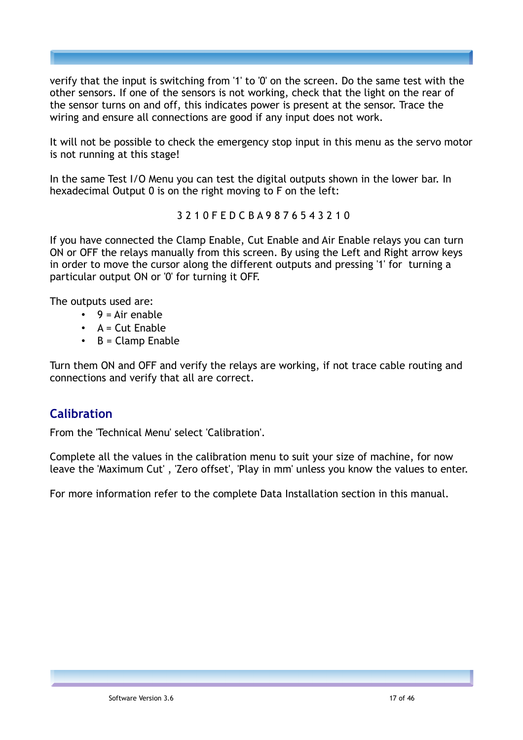verify that the input is switching from '1' to '0' on the screen. Do the same test with the other sensors. If one of the sensors is not working, check that the light on the rear of the sensor turns on and off, this indicates power is present at the sensor. Trace the wiring and ensure all connections are good if any input does not work.

It will not be possible to check the emergency stop input in this menu as the servo motor is not running at this stage!

In the same Test I/O Menu you can test the digital outputs shown in the lower bar. In hexadecimal Output 0 is on the right moving to F on the left:

3 2 1 0 F E D C B A 9 8 7 6 5 4 3 2 1 0

If you have connected the Clamp Enable, Cut Enable and Air Enable relays you can turn ON or OFF the relays manually from this screen. By using the Left and Right arrow keys in order to move the cursor along the different outputs and pressing '1' for turning a particular output ON or '0' for turning it OFF.

The outputs used are:

- 9 = Air enable
- A = Cut Enable
- B = Clamp Enable

Turn them ON and OFF and verify the relays are working, if not trace cable routing and connections and verify that all are correct.

## Calibration

From the 'Technical Menu' select 'Calibration'.

Complete all the values in the calibration menu to suit your size of machine, for now leave the 'Maximum Cut' , 'Zero offset', 'Play in mm' unless you know the values to enter.

For more information refer to the complete Data Installation section in this manual.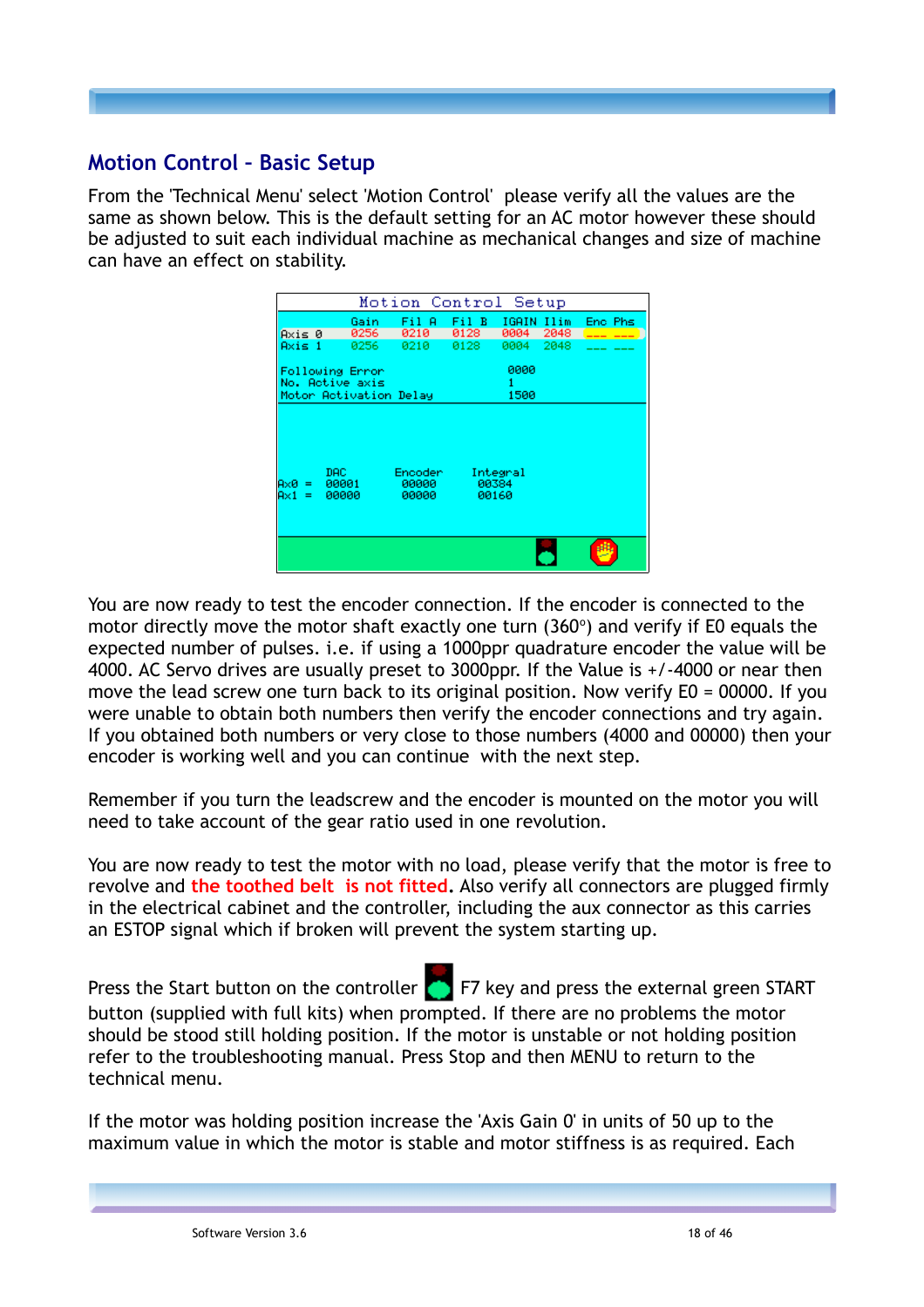## Motion Control - Basic Setup

From the 'Technical Menu' select 'Motion Control' please verify all the values are the same as shown below. This is the default setting for an AC motor however these should be adjusted to suit each individual machine as mechanical changes and size of machine can have an effect on stability.

|  | Gain | Fil A | Fil B | IGAIN | Ilim | Enc Phs |
|---|---|---|---|---|---|---|
| Axis 0 | 0256 | 0210 | 0128 | 0004 | 2048 | --- --- |
| Axis 1 | 0256 | 0210 | 0128 | 0004 | 2048 | --- --- |

| Setting | Value |
|---|---|
| Following Error | 0000 |
| No. Active axis | 1 |
| Motor Activation Delay | 1500 |

|  | DAC | Encoder | Integral |
|---|---|---|---|
| Ax0 = | 00001 | 00000 | 00384 |
| Ax1 = | 00000 | 00000 | 00160 |

You are now ready to test the encoder connection. If the encoder is connected to the motor directly move the motor shaft exactly one turn (360°) and verify if E0 equals the expected number of pulses. i.e. if using a 1000ppr quadrature encoder the value will be 4000. AC Servo drives are usually preset to 3000ppr. If the Value is +/-4000 or near then move the lead screw one turn back to its original position. Now verify E0 = 00000. If you were unable to obtain both numbers then verify the encoder connections and try again. If you obtained both numbers or very close to those numbers (4000 and 00000) then your encoder is working well and you can continue with the next step.

Remember if you turn the leadscrew and the encoder is mounted on the motor you will need to take account of the gear ratio used in one revolution.

You are now ready to test the motor with no load, please verify that the motor is free to revolve and **the toothed belt is not fitted**. Also verify all connectors are plugged firmly in the electrical cabinet and the controller, including the aux connector as this carries an ESTOP signal which if broken will prevent the system starting up.

Press the Start button on the controller F7 key and press the external green START button (supplied with full kits) when prompted. If there are no problems the motor should be stood still holding position. If the motor is unstable or not holding position refer to the troubleshooting manual. Press Stop and then MENU to return to the technical menu.

If the motor was holding position increase the 'Axis Gain 0' in units of 50 up to the maximum value in which the motor is stable and motor stiffness is as required. Each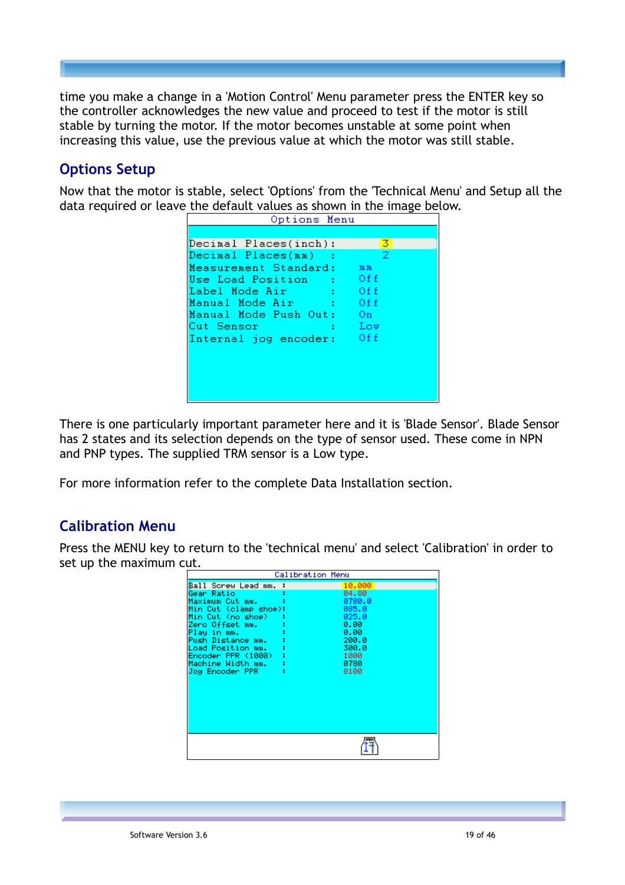time you make a change in a 'Motion Control' Menu parameter press the ENTER key so the controller acknowledges the new value and proceed to test if the motor is still stable by turning the motor. If the motor becomes unstable at some point when increasing this value, use the previous value at which the motor was still stable.

## Options Setup

Now that the motor is stable, select 'Options' from the 'Technical Menu' and Setup all the data required or leave the default values as shown in the image below.

```
Options Menu

Decimal Places(inch):      3
Decimal Places(mm)  :      2
Measurement Standard:   mm
Use Load Position   :   Off
Label Mode Air      :   Off
Manual Mode Air     :   Off
Manual Mode Push Out:   On
Cut Sensor          :   Low
Internal jog encoder:   Off
```

There is one particularly important parameter here and it is 'Blade Sensor'. Blade Sensor has 2 states and its selection depends on the type of sensor used. These come in NPN and PNP types. The supplied TRM sensor is a Low type.

For more information refer to the complete Data Installation section.

## Calibration Menu

Press the MENU key to return to the 'technical menu' and select 'Calibration' in order to set up the maximum cut.

```
Calibration Menu

Ball Screw Lead mm.   :   10.000
Gear Ratio            :   04.80
Maximum Cut mm.       :   0780.0
Min Cut (clamp shoe)  :   085.0
Min Cut (no shoe)     :   025.0
Zero Offset mm.       :   0.00
Play in mm.           :   0.00
Push Distance mm.     :   200.0
Load Position mm.     :   300.0
Encoder PPR (1000)    :   1000
Machine Width mm.     :   0780
Jog Encoder PPR       :   0100
```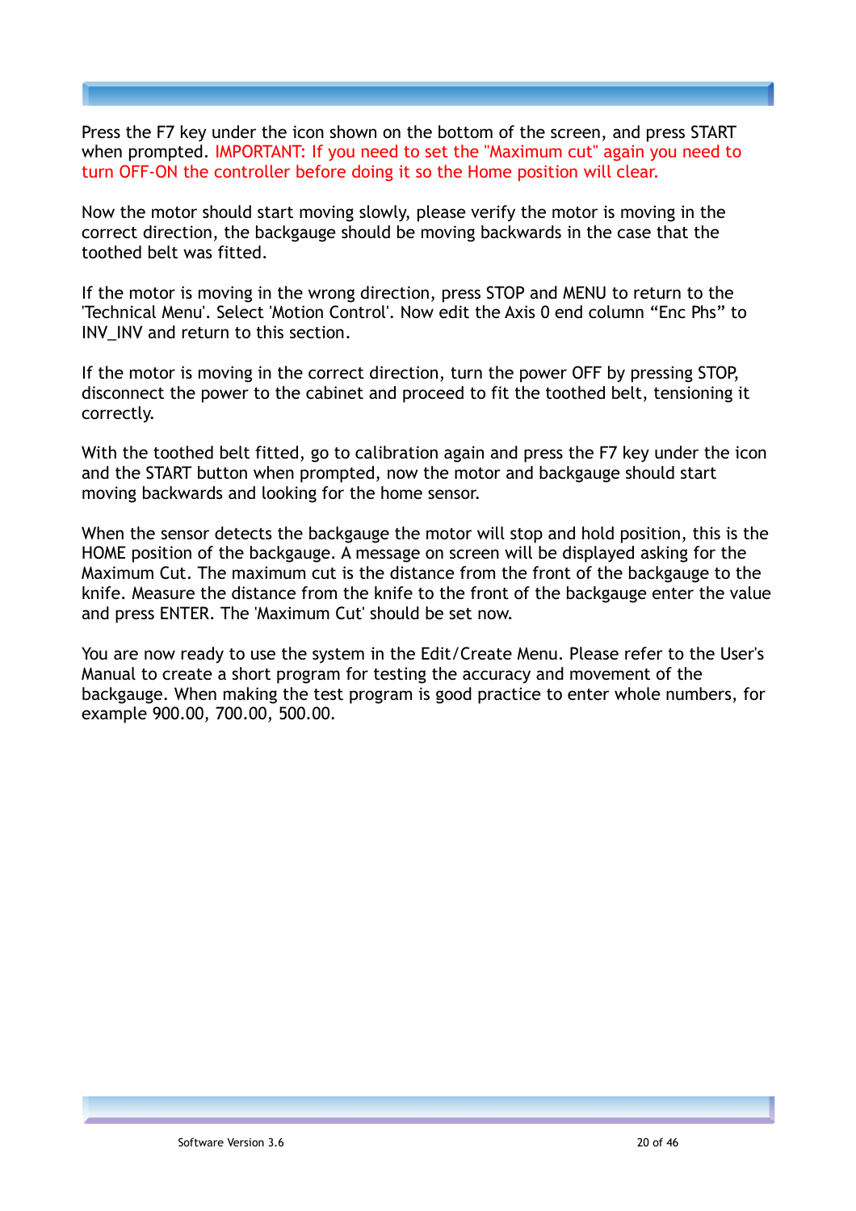Press the F7 key under the icon shown on the bottom of the screen, and press START when prompted. IMPORTANT: If you need to set the "Maximum cut" again you need to turn OFF-ON the controller before doing it so the Home position will clear.

Now the motor should start moving slowly, please verify the motor is moving in the correct direction, the backgauge should be moving backwards in the case that the toothed belt was fitted.

If the motor is moving in the wrong direction, press STOP and MENU to return to the 'Technical Menu'. Select 'Motion Control'. Now edit the Axis 0 end column “Enc Phs” to INV_INV and return to this section.

If the motor is moving in the correct direction, turn the power OFF by pressing STOP, disconnect the power to the cabinet and proceed to fit the toothed belt, tensioning it correctly.

With the toothed belt fitted, go to calibration again and press the F7 key under the icon and the START button when prompted, now the motor and backgauge should start moving backwards and looking for the home sensor.

When the sensor detects the backgauge the motor will stop and hold position, this is the HOME position of the backgauge. A message on screen will be displayed asking for the Maximum Cut. The maximum cut is the distance from the front of the backgauge to the knife. Measure the distance from the knife to the front of the backgauge enter the value and press ENTER. The 'Maximum Cut' should be set now.

You are now ready to use the system in the Edit/Create Menu. Please refer to the User's Manual to create a short program for testing the accuracy and movement of the backgauge. When making the test program is good practice to enter whole numbers, for example 900.00, 700.00, 500.00.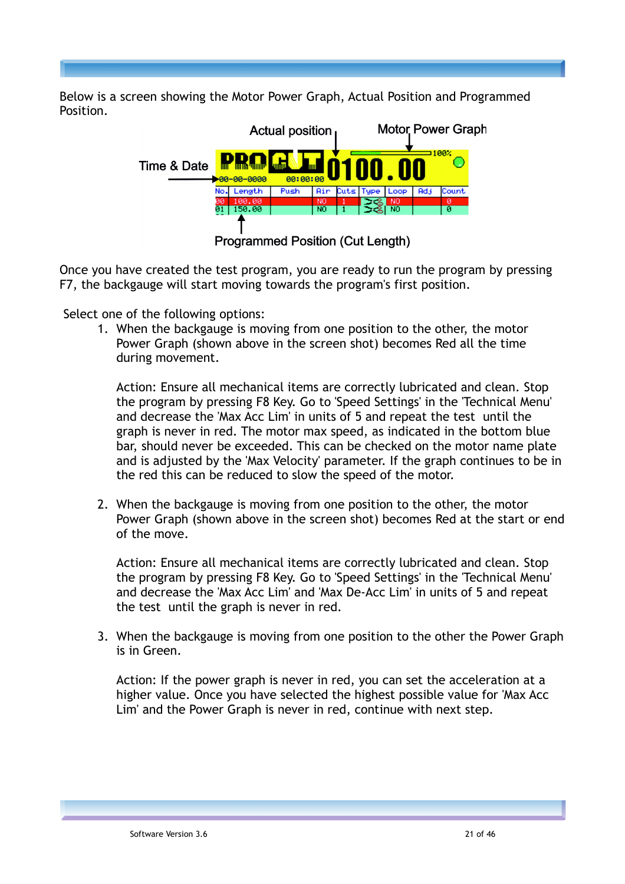Below is a screen showing the Motor Power Graph, Actual Position and Programmed Position.

Once you have created the test program, you are ready to run the program by pressing F7, the backgauge will start moving towards the program's first position.

Select one of the following options:

1. When the backgauge is moving from one position to the other, the motor Power Graph (shown above in the screen shot) becomes Red all the time during movement.

   Action: Ensure all mechanical items are correctly lubricated and clean. Stop the program by pressing F8 Key. Go to 'Speed Settings' in the 'Technical Menu' and decrease the 'Max Acc Lim' in units of 5 and repeat the test until the graph is never in red. The motor max speed, as indicated in the bottom blue bar, should never be exceeded. This can be checked on the motor name plate and is adjusted by the 'Max Velocity' parameter. If the graph continues to be in the red this can be reduced to slow the speed of the motor.

2. When the backgauge is moving from one position to the other, the motor Power Graph (shown above in the screen shot) becomes Red at the start or end of the move.

   Action: Ensure all mechanical items are correctly lubricated and clean. Stop the program by pressing F8 Key. Go to 'Speed Settings' in the 'Technical Menu' and decrease the 'Max Acc Lim' and 'Max De-Acc Lim' in units of 5 and repeat the test until the graph is never in red.

3. When the backgauge is moving from one position to the other the Power Graph is in Green.

   Action: If the power graph is never in red, you can set the acceleration at a higher value. Once you have selected the highest possible value for 'Max Acc Lim' and the Power Graph is never in red, continue with next step.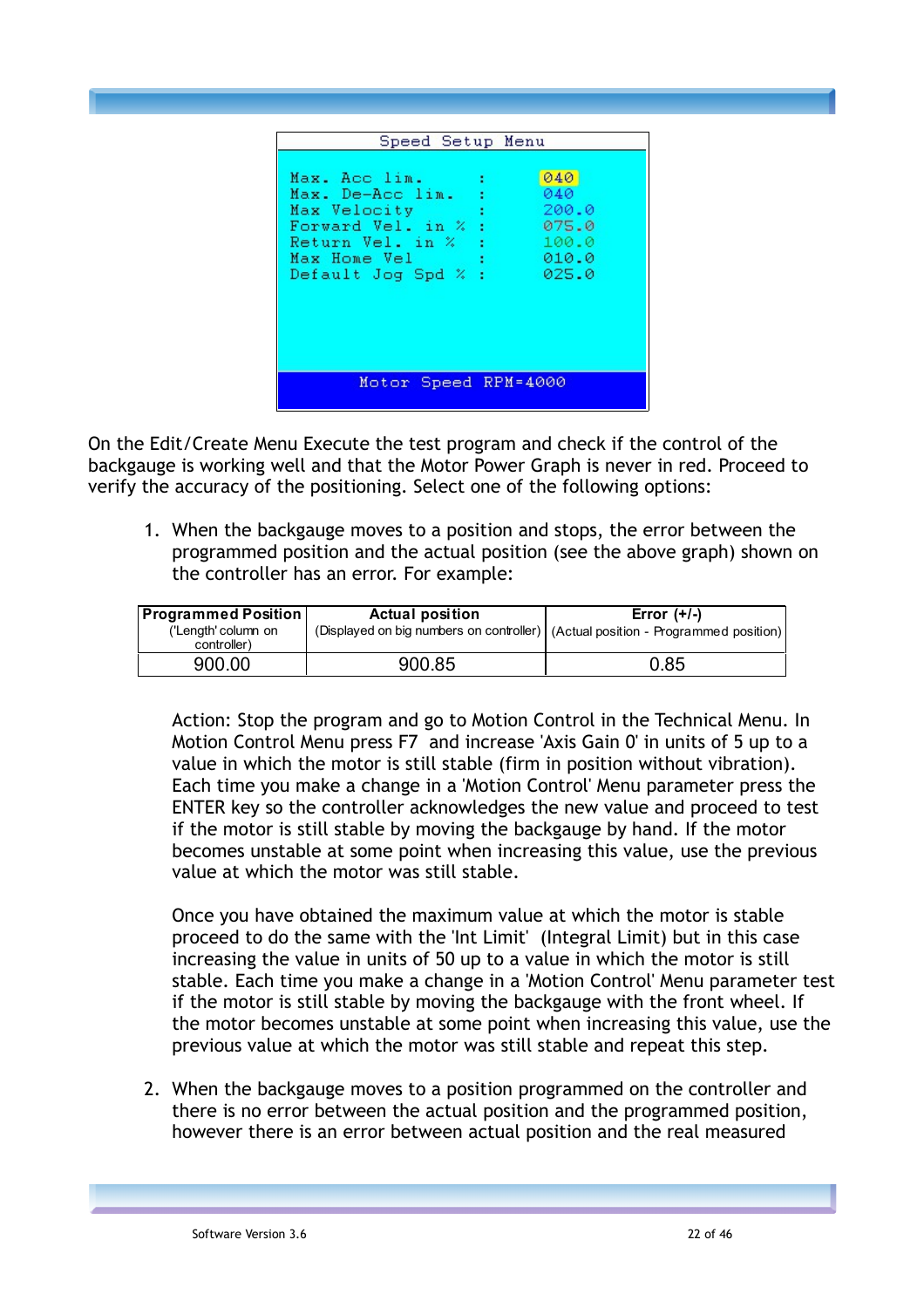```
Speed Setup Menu

Max. Acc lim.          :    040
Max. De-Acc lim.       :    040
Max Velocity           :    200.0
Forward Vel. in %      :    075.0
Return Vel. in %       :    100.0
Max Home Vel           :    010.0
Default Jog Spd %      :    025.0

Motor Speed RPM=4000
```

On the Edit/Create Menu Execute the test program and check if the control of the backgauge is working well and that the Motor Power Graph is never in red. Proceed to verify the accuracy of the positioning. Select one of the following options:

1. When the backgauge moves to a position and stops, the error between the programmed position and the actual position (see the above graph) shown on the controller has an error. For example:

| **Programmed Position** ('Length' column on controller) | **Actual position** (Displayed on big numbers on controller) | **Error (+/-)** (Actual position - Programmed position) |
|---|---|---|
| 900.00 | 900.85 | 0.85 |

   Action: Stop the program and go to Motion Control in the Technical Menu. In Motion Control Menu press F7 and increase 'Axis Gain 0' in units of 5 up to a value in which the motor is still stable (firm in position without vibration). Each time you make a change in a 'Motion Control' Menu parameter press the ENTER key so the controller acknowledges the new value and proceed to test if the motor is still stable by moving the backgauge by hand. If the motor becomes unstable at some point when increasing this value, use the previous value at which the motor was still stable.

   Once you have obtained the maximum value at which the motor is stable proceed to do the same with the 'Int Limit' (Integral Limit) but in this case increasing the value in units of 50 up to a value in which the motor is still stable. Each time you make a change in a 'Motion Control' Menu parameter test if the motor is still stable by moving the backgauge with the front wheel. If the motor becomes unstable at some point when increasing this value, use the previous value at which the motor was still stable and repeat this step.

2. When the backgauge moves to a position programmed on the controller and there is no error between the actual position and the programmed position, however there is an error between actual position and the real measured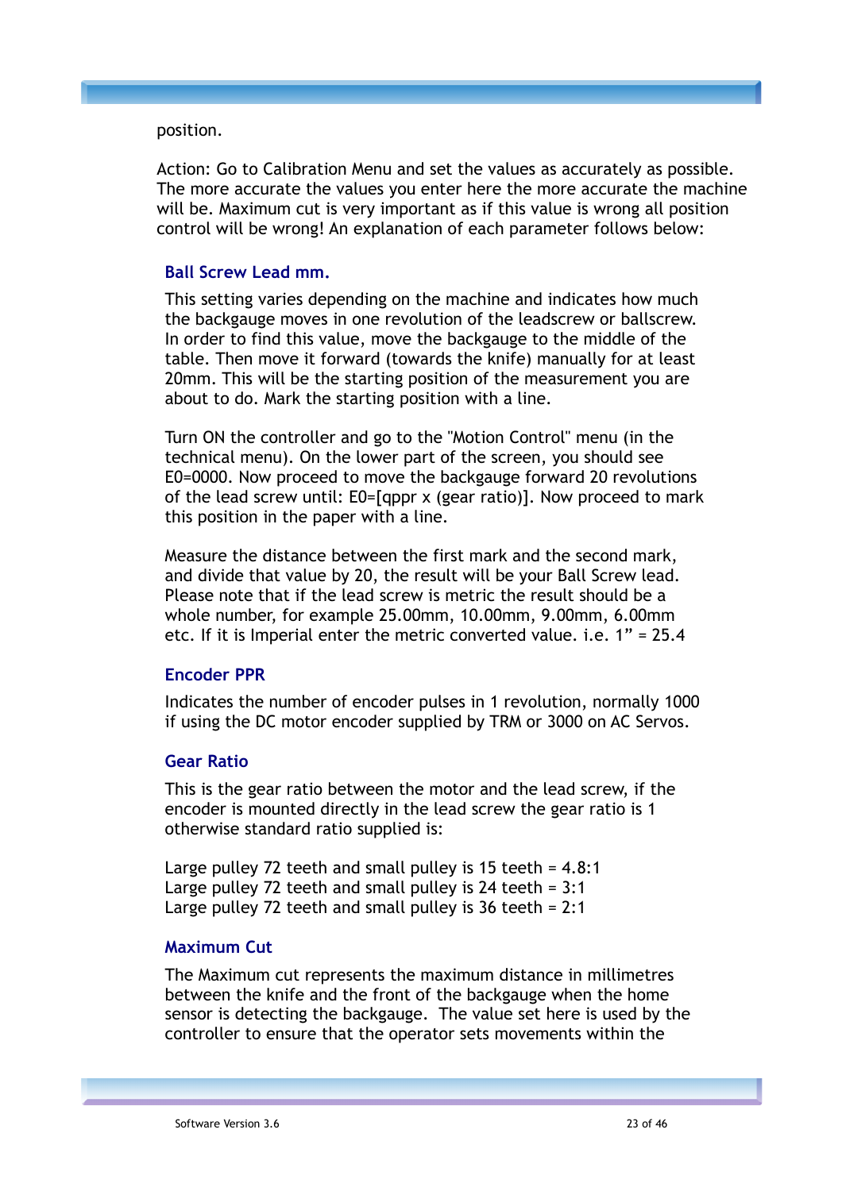position.

Action: Go to Calibration Menu and set the values as accurately as possible. The more accurate the values you enter here the more accurate the machine will be. Maximum cut is very important as if this value is wrong all position control will be wrong! An explanation of each parameter follows below:

### Ball Screw Lead mm.

This setting varies depending on the machine and indicates how much the backgauge moves in one revolution of the leadscrew or ballscrew. In order to find this value, move the backgauge to the middle of the table. Then move it forward (towards the knife) manually for at least 20mm. This will be the starting position of the measurement you are about to do. Mark the starting position with a line.

Turn ON the controller and go to the "Motion Control" menu (in the technical menu). On the lower part of the screen, you should see E0=0000. Now proceed to move the backgauge forward 20 revolutions of the lead screw until: E0=[qppr x (gear ratio)]. Now proceed to mark this position in the paper with a line.

Measure the distance between the first mark and the second mark, and divide that value by 20, the result will be your Ball Screw lead. Please note that if the lead screw is metric the result should be a whole number, for example 25.00mm, 10.00mm, 9.00mm, 6.00mm etc. If it is Imperial enter the metric converted value. i.e. 1” = 25.4

### Encoder PPR

Indicates the number of encoder pulses in 1 revolution, normally 1000 if using the DC motor encoder supplied by TRM or 3000 on AC Servos.

### Gear Ratio

This is the gear ratio between the motor and the lead screw, if the encoder is mounted directly in the lead screw the gear ratio is 1 otherwise standard ratio supplied is:

Large pulley 72 teeth and small pulley is 15 teeth = 4.8:1
Large pulley 72 teeth and small pulley is 24 teeth = 3:1
Large pulley 72 teeth and small pulley is 36 teeth = 2:1

### Maximum Cut

The Maximum cut represents the maximum distance in millimetres between the knife and the front of the backgauge when the home sensor is detecting the backgauge. The value set here is used by the controller to ensure that the operator sets movements within the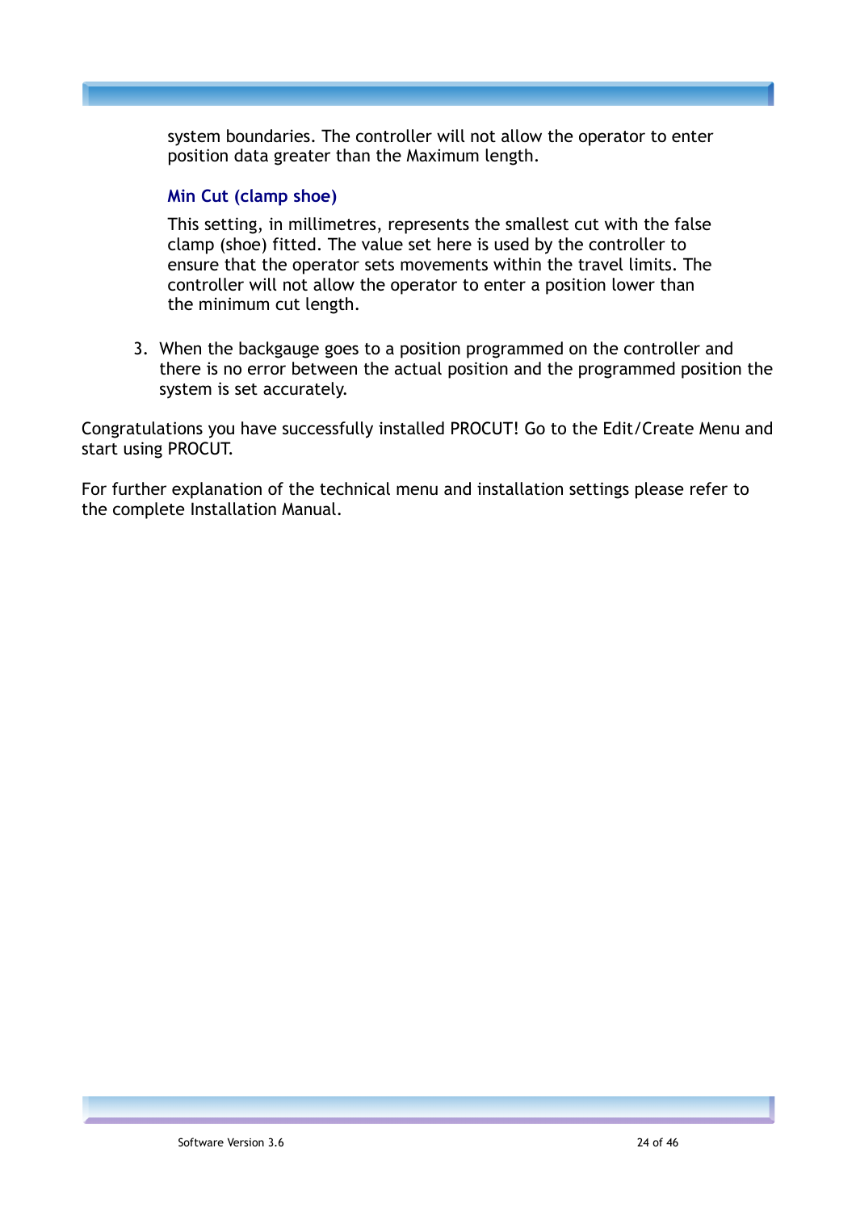system boundaries. The controller will not allow the operator to enter position data greater than the Maximum length.

#### Min Cut (clamp shoe)

This setting, in millimetres, represents the smallest cut with the false clamp (shoe) fitted. The value set here is used by the controller to ensure that the operator sets movements within the travel limits. The controller will not allow the operator to enter a position lower than the minimum cut length.

3. When the backgauge goes to a position programmed on the controller and there is no error between the actual position and the programmed position the system is set accurately.

Congratulations you have successfully installed PROCUT! Go to the Edit/Create Menu and start using PROCUT.

For further explanation of the technical menu and installation settings please refer to the complete Installation Manual.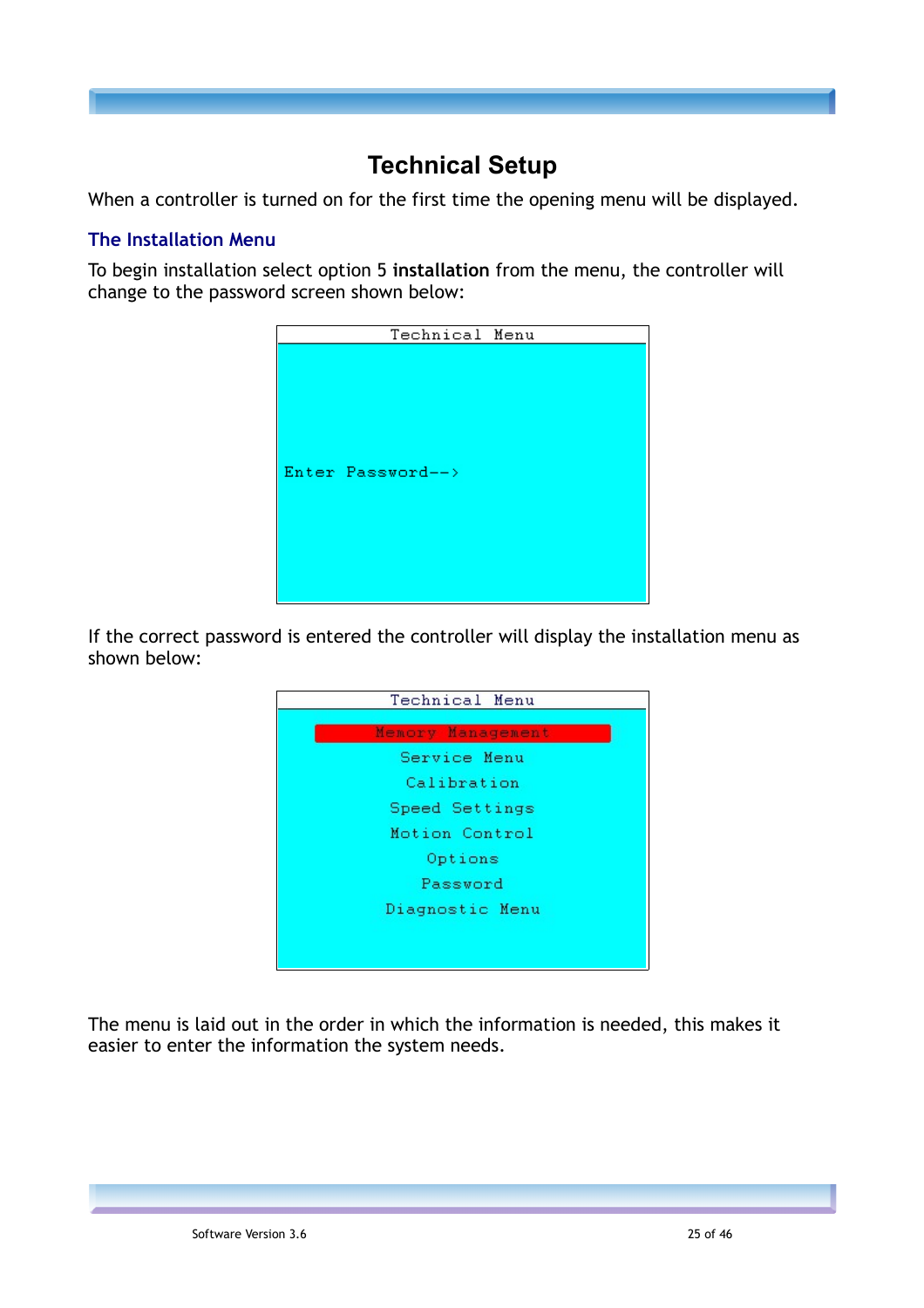# Technical Setup

When a controller is turned on for the first time the opening menu will be displayed.

## The Installation Menu

To begin installation select option 5 **installation** from the menu, the controller will change to the password screen shown below:

```
Technical Menu

Enter Password-->
```

If the correct password is entered the controller will display the installation menu as shown below:

```
Technical Menu

Memory Management
Service Menu
Calibration
Speed Settings
Motion Control
Options
Password
Diagnostic Menu
```

The menu is laid out in the order in which the information is needed, this makes it easier to enter the information the system needs.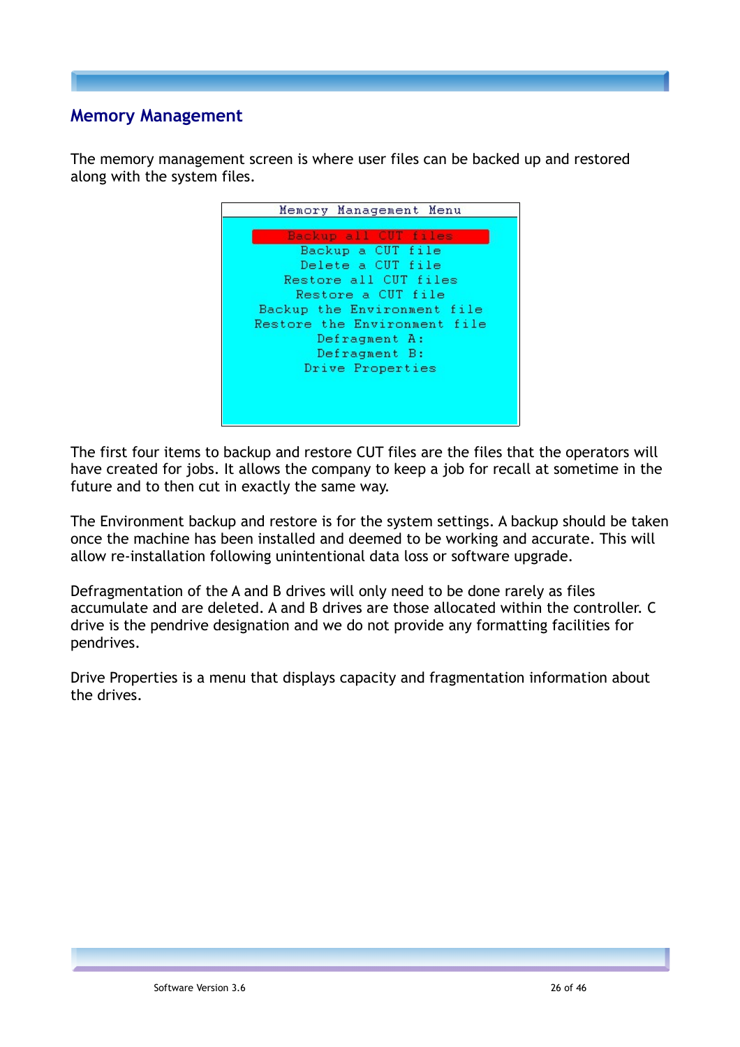## Memory Management

The memory management screen is where user files can be backed up and restored along with the system files.

```
Memory Management Menu

    Backup all CUT files
     Backup a CUT file
     Delete a CUT file
    Restore all CUT files
     Restore a CUT file
 Backup the Environment file
Restore the Environment file
       Defragment A:
       Defragment B:
      Drive Properties
```

The first four items to backup and restore CUT files are the files that the operators will have created for jobs. It allows the company to keep a job for recall at sometime in the future and to then cut in exactly the same way.

The Environment backup and restore is for the system settings. A backup should be taken once the machine has been installed and deemed to be working and accurate. This will allow re-installation following unintentional data loss or software upgrade.

Defragmentation of the A and B drives will only need to be done rarely as files accumulate and are deleted. A and B drives are those allocated within the controller. C drive is the pendrive designation and we do not provide any formatting facilities for pendrives.

Drive Properties is a menu that displays capacity and fragmentation information about the drives.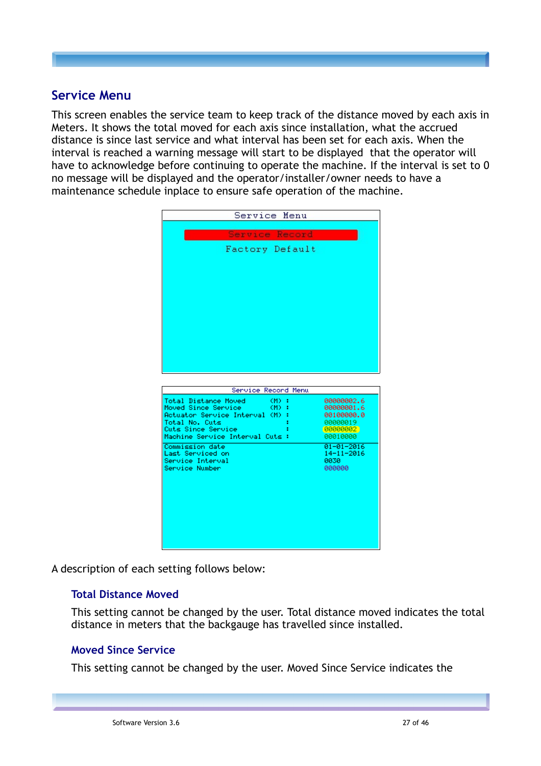## Service Menu

This screen enables the service team to keep track of the distance moved by each axis in Meters. It shows the total moved for each axis since installation, what the accrued distance is since last service and what interval has been set for each axis. When the interval is reached a warning message will start to be displayed that the operator will have to acknowledge before continuing to operate the machine. If the interval is set to 0 no message will be displayed and the operator/installer/owner needs to have a maintenance schedule inplace to ensure safe operation of the machine.

A description of each setting follows below:

### Total Distance Moved

This setting cannot be changed by the user. Total distance moved indicates the total distance in meters that the backgauge has travelled since installed.

### Moved Since Service

This setting cannot be changed by the user. Moved Since Service indicates the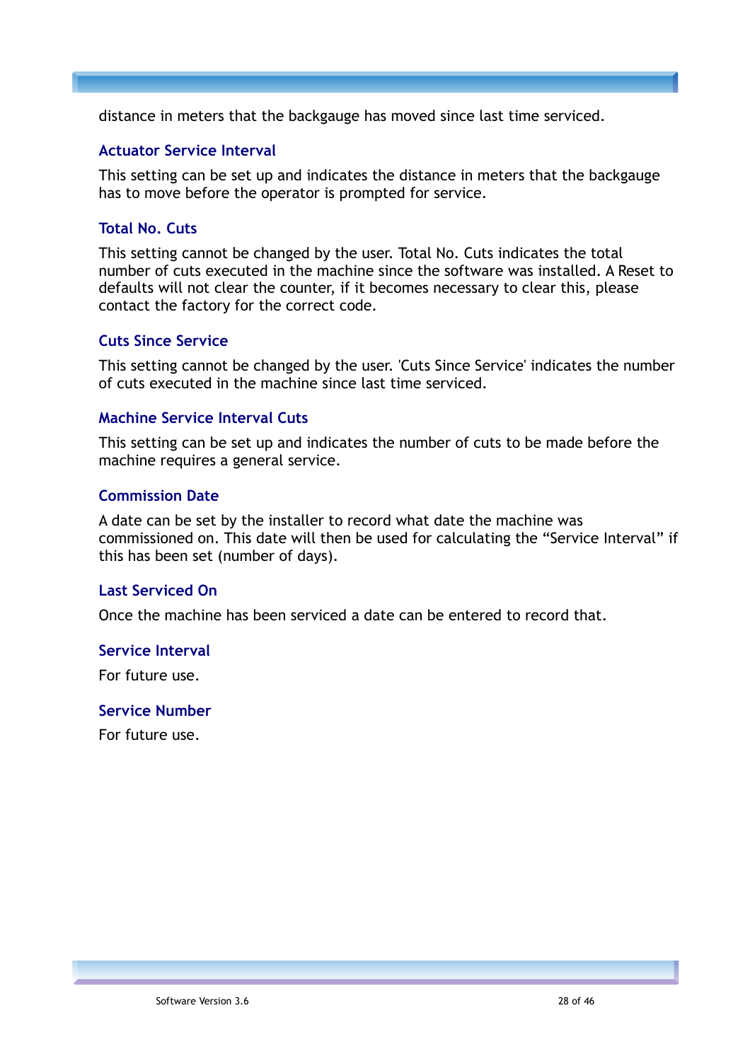distance in meters that the backgauge has moved since last time serviced.

### Actuator Service Interval

This setting can be set up and indicates the distance in meters that the backgauge has to move before the operator is prompted for service.

### Total No. Cuts

This setting cannot be changed by the user. Total No. Cuts indicates the total number of cuts executed in the machine since the software was installed. A Reset to defaults will not clear the counter, if it becomes necessary to clear this, please contact the factory for the correct code.

### Cuts Since Service

This setting cannot be changed by the user. 'Cuts Since Service' indicates the number of cuts executed in the machine since last time serviced.

### Machine Service Interval Cuts

This setting can be set up and indicates the number of cuts to be made before the machine requires a general service.

### Commission Date

A date can be set by the installer to record what date the machine was commissioned on. This date will then be used for calculating the “Service Interval” if this has been set (number of days).

### Last Serviced On

Once the machine has been serviced a date can be entered to record that.

### Service Interval

For future use.

### Service Number

For future use.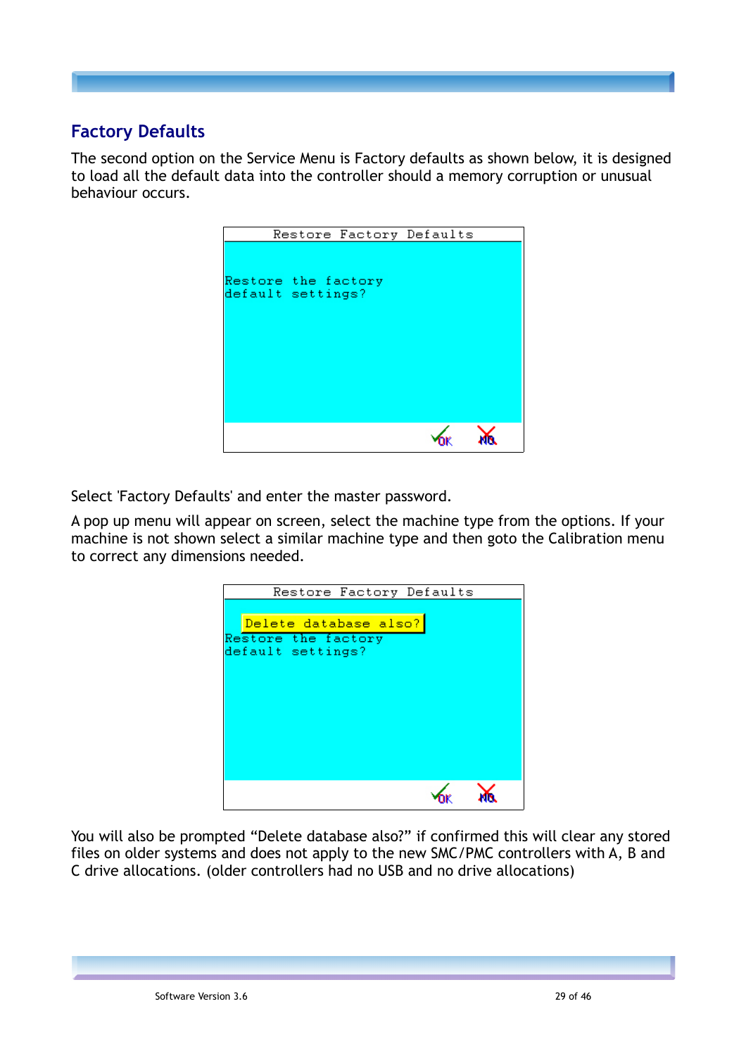## Factory Defaults

The second option on the Service Menu is Factory defaults as shown below, it is designed to load all the default data into the controller should a memory corruption or unusual behaviour occurs.

Select 'Factory Defaults' and enter the master password.

A pop up menu will appear on screen, select the machine type from the options. If your machine is not shown select a similar machine type and then goto the Calibration menu to correct any dimensions needed.

You will also be prompted “Delete database also?” if confirmed this will clear any stored files on older systems and does not apply to the new SMC/PMC controllers with A, B and C drive allocations. (older controllers had no USB and no drive allocations)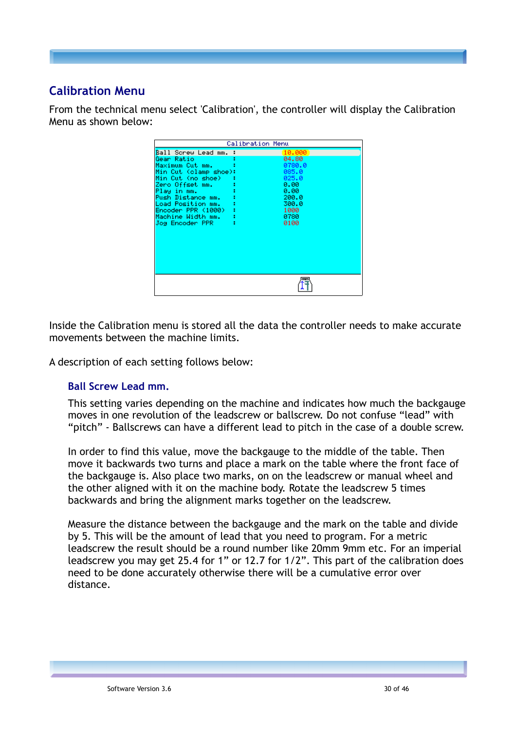## Calibration Menu

From the technical menu select 'Calibration', the controller will display the Calibration Menu as shown below:

| Calibration Menu | | |
|---|---|---|
| Ball Screw Lead mm. | : | 10.000 |
| Gear Ratio | : | 04.80 |
| Maximum Cut mm. | : | 0780.0 |
| Min Cut (clamp shoe) | : | 085.0 |
| Min Cut (no shoe) | : | 025.0 |
| Zero Offset mm. | : | 0.00 |
| Play in mm. | : | 0.00 |
| Push Distance mm. | : | 200.0 |
| Load Position mm. | : | 300.0 |
| Encoder PPR (1000) | : | 1000 |
| Machine Width mm. | : | 0780 |
| Jog Encoder PPR | : | 0100 |

Inside the Calibration menu is stored all the data the controller needs to make accurate movements between the machine limits.

A description of each setting follows below:

### Ball Screw Lead mm.

This setting varies depending on the machine and indicates how much the backgauge moves in one revolution of the leadscrew or ballscrew. Do not confuse “lead” with “pitch” - Ballscrews can have a different lead to pitch in the case of a double screw.

In order to find this value, move the backgauge to the middle of the table. Then move it backwards two turns and place a mark on the table where the front face of the backgauge is. Also place two marks, on on the leadscrew or manual wheel and the other aligned with it on the machine body. Rotate the leadscrew 5 times backwards and bring the alignment marks together on the leadscrew.

Measure the distance between the backgauge and the mark on the table and divide by 5. This will be the amount of lead that you need to program. For a metric leadscrew the result should be a round number like 20mm 9mm etc. For an imperial leadscrew you may get 25.4 for 1” or 12.7 for 1/2”. This part of the calibration does need to be done accurately otherwise there will be a cumulative error over distance.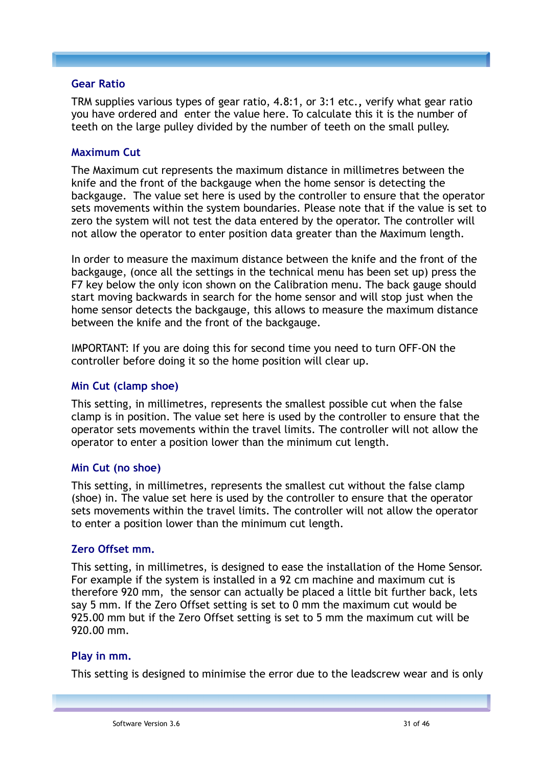### Gear Ratio

TRM supplies various types of gear ratio, 4.8:1, or 3:1 etc., verify what gear ratio you have ordered and enter the value here. To calculate this it is the number of teeth on the large pulley divided by the number of teeth on the small pulley.

### Maximum Cut

The Maximum cut represents the maximum distance in millimetres between the knife and the front of the backgauge when the home sensor is detecting the backgauge. The value set here is used by the controller to ensure that the operator sets movements within the system boundaries. Please note that if the value is set to zero the system will not test the data entered by the operator. The controller will not allow the operator to enter position data greater than the Maximum length.

In order to measure the maximum distance between the knife and the front of the backgauge, (once all the settings in the technical menu has been set up) press the F7 key below the only icon shown on the Calibration menu. The back gauge should start moving backwards in search for the home sensor and will stop just when the home sensor detects the backgauge, this allows to measure the maximum distance between the knife and the front of the backgauge.

IMPORTANT: If you are doing this for second time you need to turn OFF-ON the controller before doing it so the home position will clear up.

### Min Cut (clamp shoe)

This setting, in millimetres, represents the smallest possible cut when the false clamp is in position. The value set here is used by the controller to ensure that the operator sets movements within the travel limits. The controller will not allow the operator to enter a position lower than the minimum cut length.

### Min Cut (no shoe)

This setting, in millimetres, represents the smallest cut without the false clamp (shoe) in. The value set here is used by the controller to ensure that the operator sets movements within the travel limits. The controller will not allow the operator to enter a position lower than the minimum cut length.

### Zero Offset mm.

This setting, in millimetres, is designed to ease the installation of the Home Sensor. For example if the system is installed in a 92 cm machine and maximum cut is therefore 920 mm, the sensor can actually be placed a little bit further back, lets say 5 mm. If the Zero Offset setting is set to 0 mm the maximum cut would be 925.00 mm but if the Zero Offset setting is set to 5 mm the maximum cut will be 920.00 mm.

### Play in mm.

This setting is designed to minimise the error due to the leadscrew wear and is only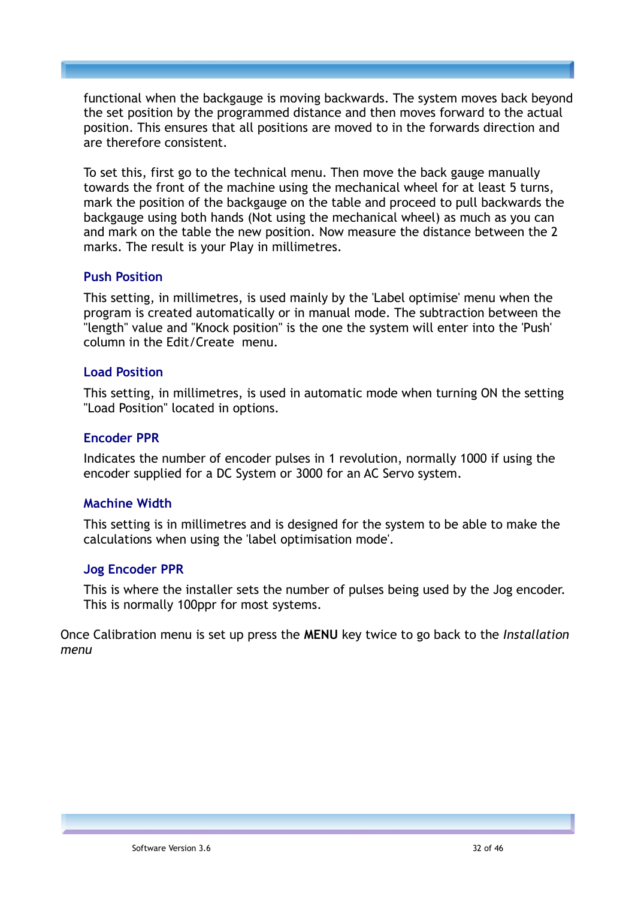functional when the backgauge is moving backwards. The system moves back beyond the set position by the programmed distance and then moves forward to the actual position. This ensures that all positions are moved to in the forwards direction and are therefore consistent.

To set this, first go to the technical menu. Then move the back gauge manually towards the front of the machine using the mechanical wheel for at least 5 turns, mark the position of the backgauge on the table and proceed to pull backwards the backgauge using both hands (Not using the mechanical wheel) as much as you can and mark on the table the new position. Now measure the distance between the 2 marks. The result is your Play in millimetres.

### Push Position

This setting, in millimetres, is used mainly by the 'Label optimise' menu when the program is created automatically or in manual mode. The subtraction between the "length" value and "Knock position" is the one the system will enter into the 'Push' column in the Edit/Create menu.

### Load Position

This setting, in millimetres, is used in automatic mode when turning ON the setting "Load Position" located in options.

### Encoder PPR

Indicates the number of encoder pulses in 1 revolution, normally 1000 if using the encoder supplied for a DC System or 3000 for an AC Servo system.

### Machine Width

This setting is in millimetres and is designed for the system to be able to make the calculations when using the 'label optimisation mode'.

### Jog Encoder PPR

This is where the installer sets the number of pulses being used by the Jog encoder. This is normally 100ppr for most systems.

Once Calibration menu is set up press the **MENU** key twice to go back to the *Installation menu*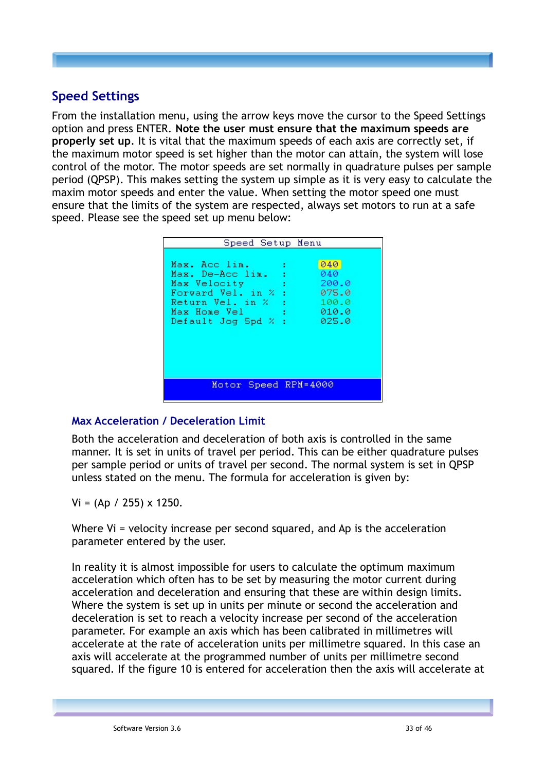## Speed Settings

From the installation menu, using the arrow keys move the cursor to the Speed Settings option and press ENTER. **Note the user must ensure that the maximum speeds are properly set up**. It is vital that the maximum speeds of each axis are correctly set, if the maximum motor speed is set higher than the motor can attain, the system will lose control of the motor. The motor speeds are set normally in quadrature pulses per sample period (QPSP). This makes setting the system up simple as it is very easy to calculate the maxim motor speeds and enter the value. When setting the motor speed one must ensure that the limits of the system are respected, always set motors to run at a safe speed. Please see the speed set up menu below:

```
Speed Setup Menu

Max. Acc lim.        :    040
Max. De-Acc lim.     :    040
Max Velocity         :    200.0
Forward Vel. in %    :    075.0
Return Vel. in %     :    100.0
Max Home Vel         :    010.0
Default Jog Spd %    :    025.0

Motor Speed RPM=4000
```

### Max Acceleration / Deceleration Limit

Both the acceleration and deceleration of both axis is controlled in the same manner. It is set in units of travel per period. This can be either quadrature pulses per sample period or units of travel per second. The normal system is set in QPSP unless stated on the menu. The formula for acceleration is given by:

$$Vi = (Ap / 255) \times 1250.$$

Where Vi = velocity increase per second squared, and Ap is the acceleration parameter entered by the user.

In reality it is almost impossible for users to calculate the optimum maximum acceleration which often has to be set by measuring the motor current during acceleration and deceleration and ensuring that these are within design limits. Where the system is set up in units per minute or second the acceleration and deceleration is set to reach a velocity increase per second of the acceleration parameter. For example an axis which has been calibrated in millimetres will accelerate at the rate of acceleration units per millimetre squared. In this case an axis will accelerate at the programmed number of units per millimetre second squared. If the figure 10 is entered for acceleration then the axis will accelerate at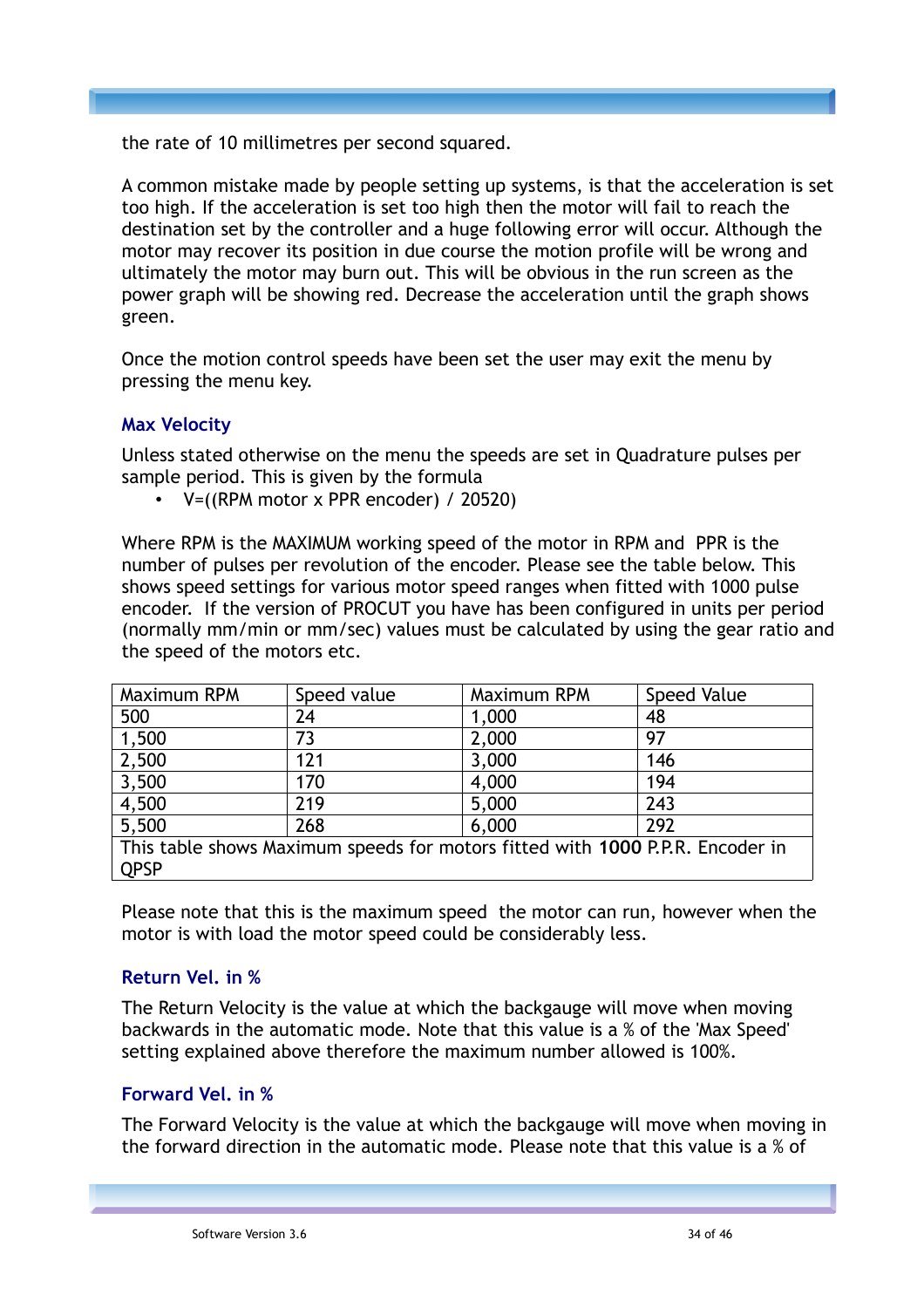the rate of 10 millimetres per second squared.

A common mistake made by people setting up systems, is that the acceleration is set too high. If the acceleration is set too high then the motor will fail to reach the destination set by the controller and a huge following error will occur. Although the motor may recover its position in due course the motion profile will be wrong and ultimately the motor may burn out. This will be obvious in the run screen as the power graph will be showing red. Decrease the acceleration until the graph shows green.

Once the motion control speeds have been set the user may exit the menu by pressing the menu key.

### Max Velocity

Unless stated otherwise on the menu the speeds are set in Quadrature pulses per sample period. This is given by the formula

- V=((RPM motor x PPR encoder) / 20520)

Where RPM is the MAXIMUM working speed of the motor in RPM and PPR is the number of pulses per revolution of the encoder. Please see the table below. This shows speed settings for various motor speed ranges when fitted with 1000 pulse encoder. If the version of PROCUT you have has been configured in units per period (normally mm/min or mm/sec) values must be calculated by using the gear ratio and the speed of the motors etc.

| Maximum RPM | Speed value | Maximum RPM | Speed Value |
|---|---|---|---|
| 500 | 24 | 1,000 | 48 |
| 1,500 | 73 | 2,000 | 97 |
| 2,500 | 121 | 3,000 | 146 |
| 3,500 | 170 | 4,000 | 194 |
| 4,500 | 219 | 5,000 | 243 |
| 5,500 | 268 | 6,000 | 292 |
| This table shows Maximum speeds for motors fitted with **1000** P.P.R. Encoder in QPSP | | | |

Please note that this is the maximum speed the motor can run, however when the motor is with load the motor speed could be considerably less.

### Return Vel. in %

The Return Velocity is the value at which the backgauge will move when moving backwards in the automatic mode. Note that this value is a % of the 'Max Speed' setting explained above therefore the maximum number allowed is 100%.

### Forward Vel. in %

The Forward Velocity is the value at which the backgauge will move when moving in the forward direction in the automatic mode. Please note that this value is a % of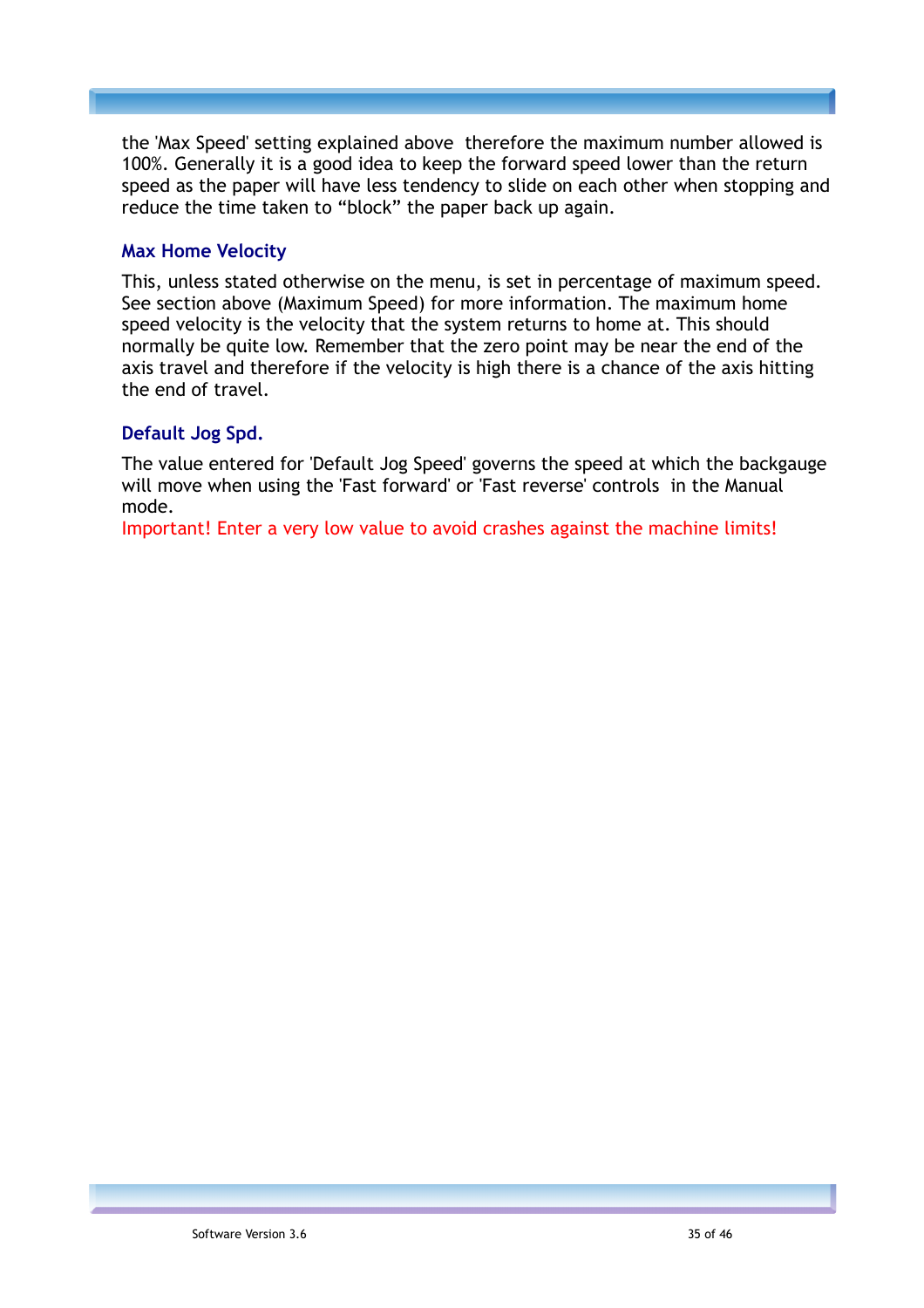the 'Max Speed' setting explained above therefore the maximum number allowed is 100%. Generally it is a good idea to keep the forward speed lower than the return speed as the paper will have less tendency to slide on each other when stopping and reduce the time taken to “block” the paper back up again.

### Max Home Velocity

This, unless stated otherwise on the menu, is set in percentage of maximum speed. See section above (Maximum Speed) for more information. The maximum home speed velocity is the velocity that the system returns to home at. This should normally be quite low. Remember that the zero point may be near the end of the axis travel and therefore if the velocity is high there is a chance of the axis hitting the end of travel.

### Default Jog Spd.

The value entered for 'Default Jog Speed' governs the speed at which the backgauge will move when using the 'Fast forward' or 'Fast reverse' controls in the Manual mode.
Important! Enter a very low value to avoid crashes against the machine limits!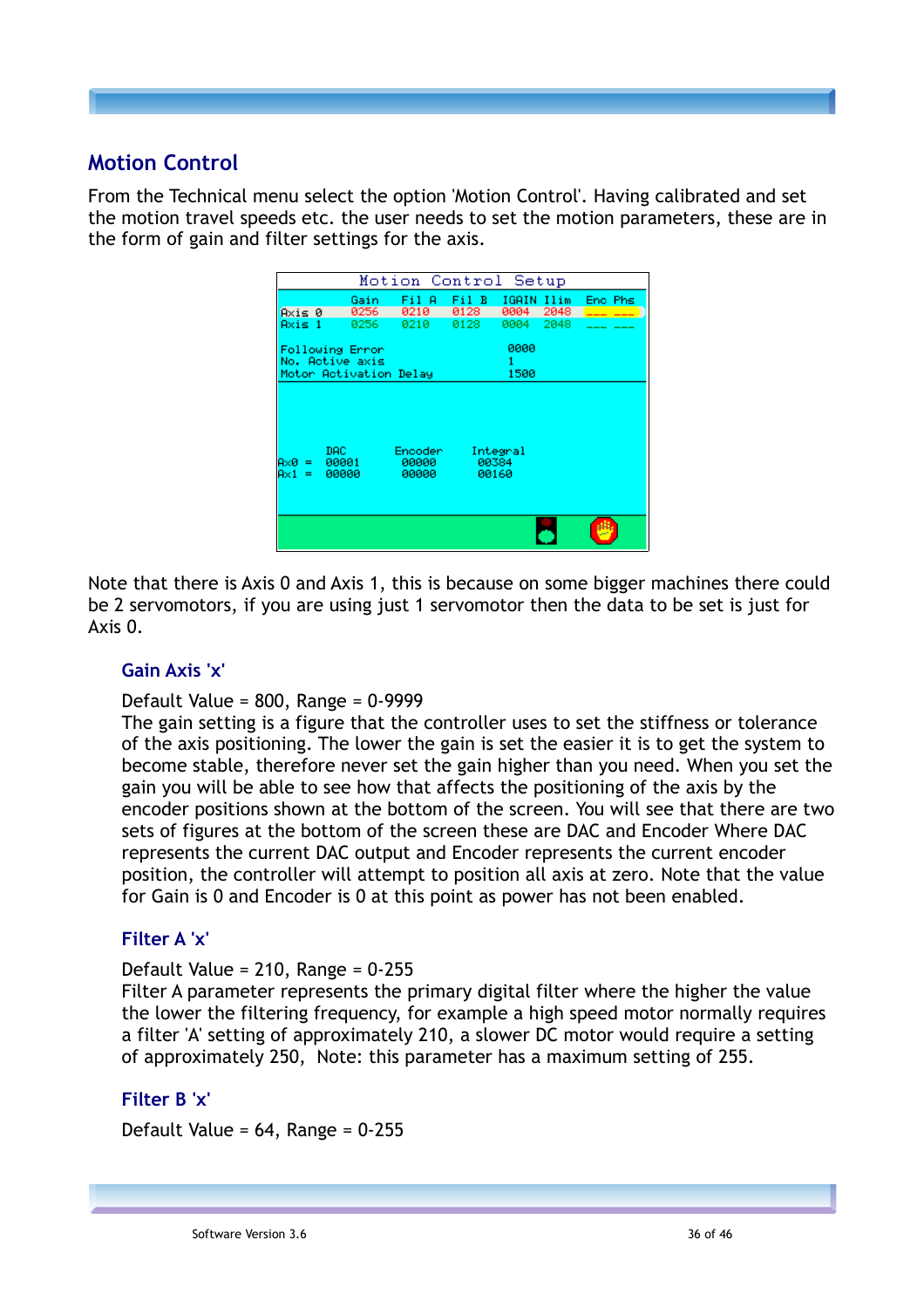## Motion Control

From the Technical menu select the option 'Motion Control'. Having calibrated and set the motion travel speeds etc. the user needs to set the motion parameters, these are in the form of gain and filter settings for the axis.

Note that there is Axis 0 and Axis 1, this is because on some bigger machines there could be 2 servomotors, if you are using just 1 servomotor then the data to be set is just for Axis 0.

### Gain Axis 'x'

Default Value = 800, Range = 0-9999

The gain setting is a figure that the controller uses to set the stiffness or tolerance of the axis positioning. The lower the gain is set the easier it is to get the system to become stable, therefore never set the gain higher than you need. When you set the gain you will be able to see how that affects the positioning of the axis by the encoder positions shown at the bottom of the screen. You will see that there are two sets of figures at the bottom of the screen these are DAC and Encoder Where DAC represents the current DAC output and Encoder represents the current encoder position, the controller will attempt to position all axis at zero. Note that the value for Gain is 0 and Encoder is 0 at this point as power has not been enabled.

### Filter A 'x'

Default Value = 210, Range = 0-255

Filter A parameter represents the primary digital filter where the higher the value the lower the filtering frequency, for example a high speed motor normally requires a filter 'A' setting of approximately 210, a slower DC motor would require a setting of approximately 250, Note: this parameter has a maximum setting of 255.

### Filter B 'x'

Default Value = 64, Range = 0-255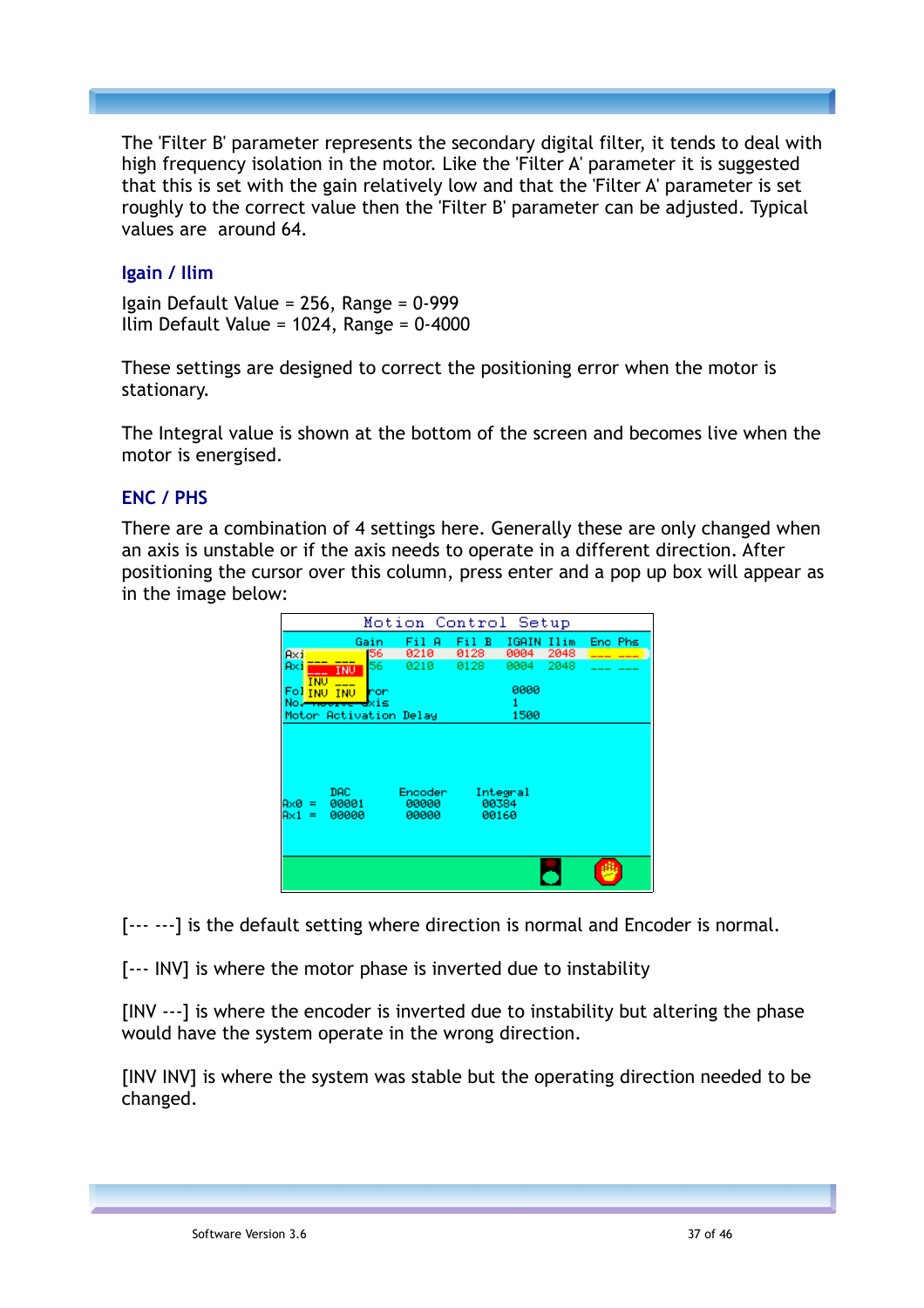The 'Filter B' parameter represents the secondary digital filter, it tends to deal with high frequency isolation in the motor. Like the 'Filter A' parameter it is suggested that this is set with the gain relatively low and that the 'Filter A' parameter is set roughly to the correct value then the 'Filter B' parameter can be adjusted. Typical values are around 64.

### Igain / Ilim

Igain Default Value = 256, Range = 0-999
Ilim Default Value = 1024, Range = 0-4000

These settings are designed to correct the positioning error when the motor is stationary.

The Integral value is shown at the bottom of the screen and becomes live when the motor is energised.

### ENC / PHS

There are a combination of 4 settings here. Generally these are only changed when an axis is unstable or if the axis needs to operate in a different direction. After positioning the cursor over this column, press enter and a pop up box will appear as in the image below:

[--- ---] is the default setting where direction is normal and Encoder is normal.

[--- INV] is where the motor phase is inverted due to instability

[INV ---] is where the encoder is inverted due to instability but altering the phase would have the system operate in the wrong direction.

[INV INV] is where the system was stable but the operating direction needed to be changed.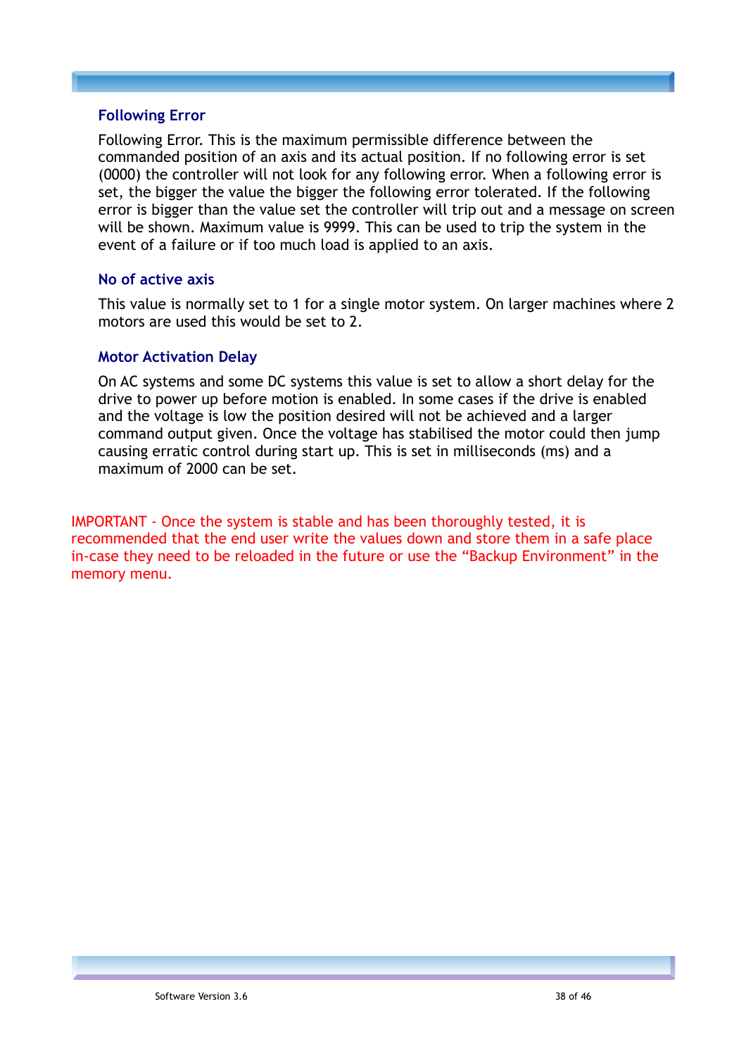### Following Error

Following Error. This is the maximum permissible difference between the commanded position of an axis and its actual position. If no following error is set (0000) the controller will not look for any following error. When a following error is set, the bigger the value the bigger the following error tolerated. If the following error is bigger than the value set the controller will trip out and a message on screen will be shown. Maximum value is 9999. This can be used to trip the system in the event of a failure or if too much load is applied to an axis.

### No of active axis

This value is normally set to 1 for a single motor system. On larger machines where 2 motors are used this would be set to 2.

### Motor Activation Delay

On AC systems and some DC systems this value is set to allow a short delay for the drive to power up before motion is enabled. In some cases if the drive is enabled and the voltage is low the position desired will not be achieved and a larger command output given. Once the voltage has stabilised the motor could then jump causing erratic control during start up. This is set in milliseconds (ms) and a maximum of 2000 can be set.

IMPORTANT - Once the system is stable and has been thoroughly tested, it is recommended that the end user write the values down and store them in a safe place in-case they need to be reloaded in the future or use the “Backup Environment” in the memory menu.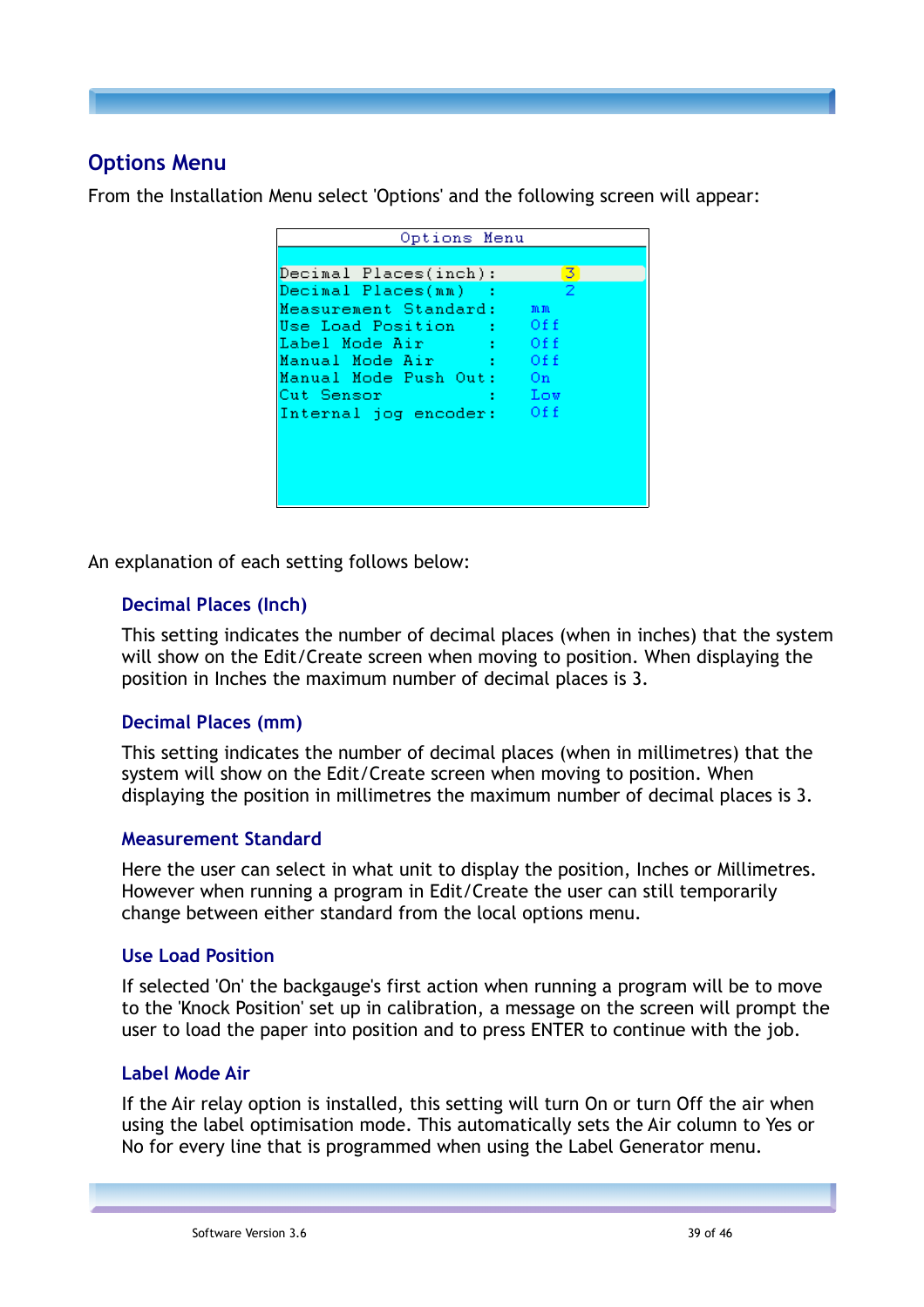## Options Menu

From the Installation Menu select 'Options' and the following screen will appear:

```
              Options Menu

Decimal Places(inch):         3
Decimal Places(mm)   :        2
Measurement Standard:     mm
Use Load Position    :    Off
Label Mode Air       :    Off
Manual Mode Air      :    Off
Manual Mode Push Out:     On
Cut Sensor           :    Low
Internal jog encoder:     Off
```

An explanation of each setting follows below:

### Decimal Places (Inch)

This setting indicates the number of decimal places (when in inches) that the system will show on the Edit/Create screen when moving to position. When displaying the position in Inches the maximum number of decimal places is 3.

### Decimal Places (mm)

This setting indicates the number of decimal places (when in millimetres) that the system will show on the Edit/Create screen when moving to position. When displaying the position in millimetres the maximum number of decimal places is 3.

### Measurement Standard

Here the user can select in what unit to display the position, Inches or Millimetres. However when running a program in Edit/Create the user can still temporarily change between either standard from the local options menu.

### Use Load Position

If selected 'On' the backgauge's first action when running a program will be to move to the 'Knock Position' set up in calibration, a message on the screen will prompt the user to load the paper into position and to press ENTER to continue with the job.

### Label Mode Air

If the Air relay option is installed, this setting will turn On or turn Off the air when using the label optimisation mode. This automatically sets the Air column to Yes or No for every line that is programmed when using the Label Generator menu.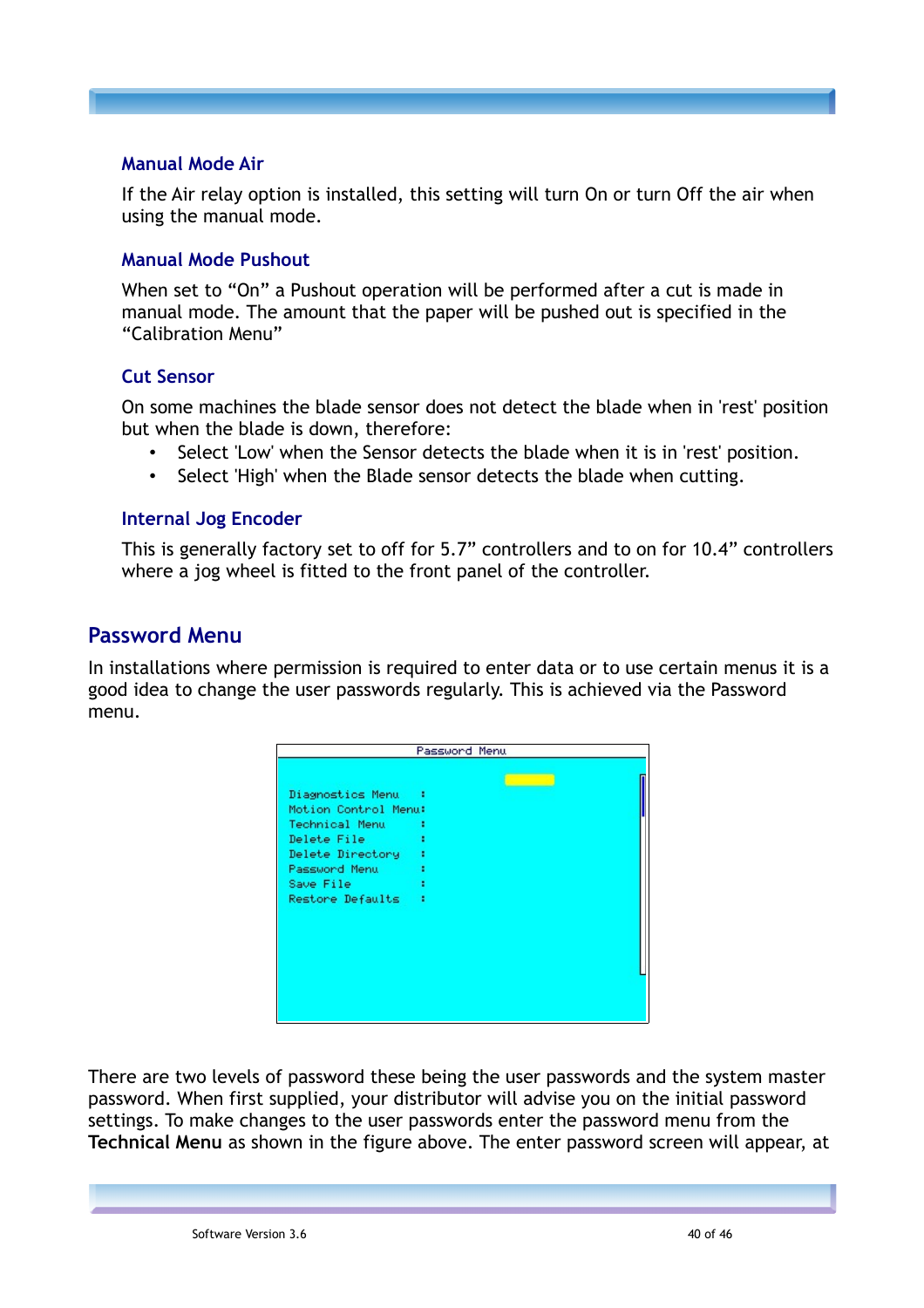### Manual Mode Air

If the Air relay option is installed, this setting will turn On or turn Off the air when using the manual mode.

### Manual Mode Pushout

When set to “On” a Pushout operation will be performed after a cut is made in manual mode. The amount that the paper will be pushed out is specified in the “Calibration Menu”

### Cut Sensor

On some machines the blade sensor does not detect the blade when in 'rest' position but when the blade is down, therefore:

- Select 'Low' when the Sensor detects the blade when it is in 'rest' position.
- Select 'High' when the Blade sensor detects the blade when cutting.

### Internal Jog Encoder

This is generally factory set to off for 5.7” controllers and to on for 10.4” controllers where a jog wheel is fitted to the front panel of the controller.

## Password Menu

In installations where permission is required to enter data or to use certain menus it is a good idea to change the user passwords regularly. This is achieved via the Password menu.

```
Password Menu

Diagnostics Menu    :
Motion Control Menu:
Technical Menu      :
Delete File         :
Delete Directory    :
Password Menu       :
Save File           :
Restore Defaults    :
```

There are two levels of password these being the user passwords and the system master password. When first supplied, your distributor will advise you on the initial password settings. To make changes to the user passwords enter the password menu from the **Technical Menu** as shown in the figure above. The enter password screen will appear, at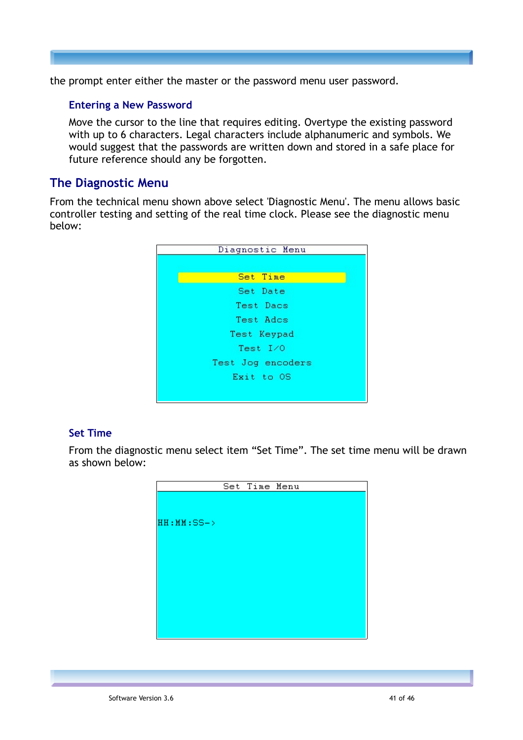the prompt enter either the master or the password menu user password.

### Entering a New Password

Move the cursor to the line that requires editing. Overtype the existing password with up to 6 characters. Legal characters include alphanumeric and symbols. We would suggest that the passwords are written down and stored in a safe place for future reference should any be forgotten.

## The Diagnostic Menu

From the technical menu shown above select 'Diagnostic Menu'. The menu allows basic controller testing and setting of the real time clock. Please see the diagnostic menu below:

```
Diagnostic Menu

Set Time
Set Date
Test Dacs
Test Adcs
Test Keypad
Test I/O
Test Jog encoders
Exit to OS
```

### Set Time

From the diagnostic menu select item “Set Time”. The set time menu will be drawn as shown below:

```
Set Time Menu

HH:MM:SS->
```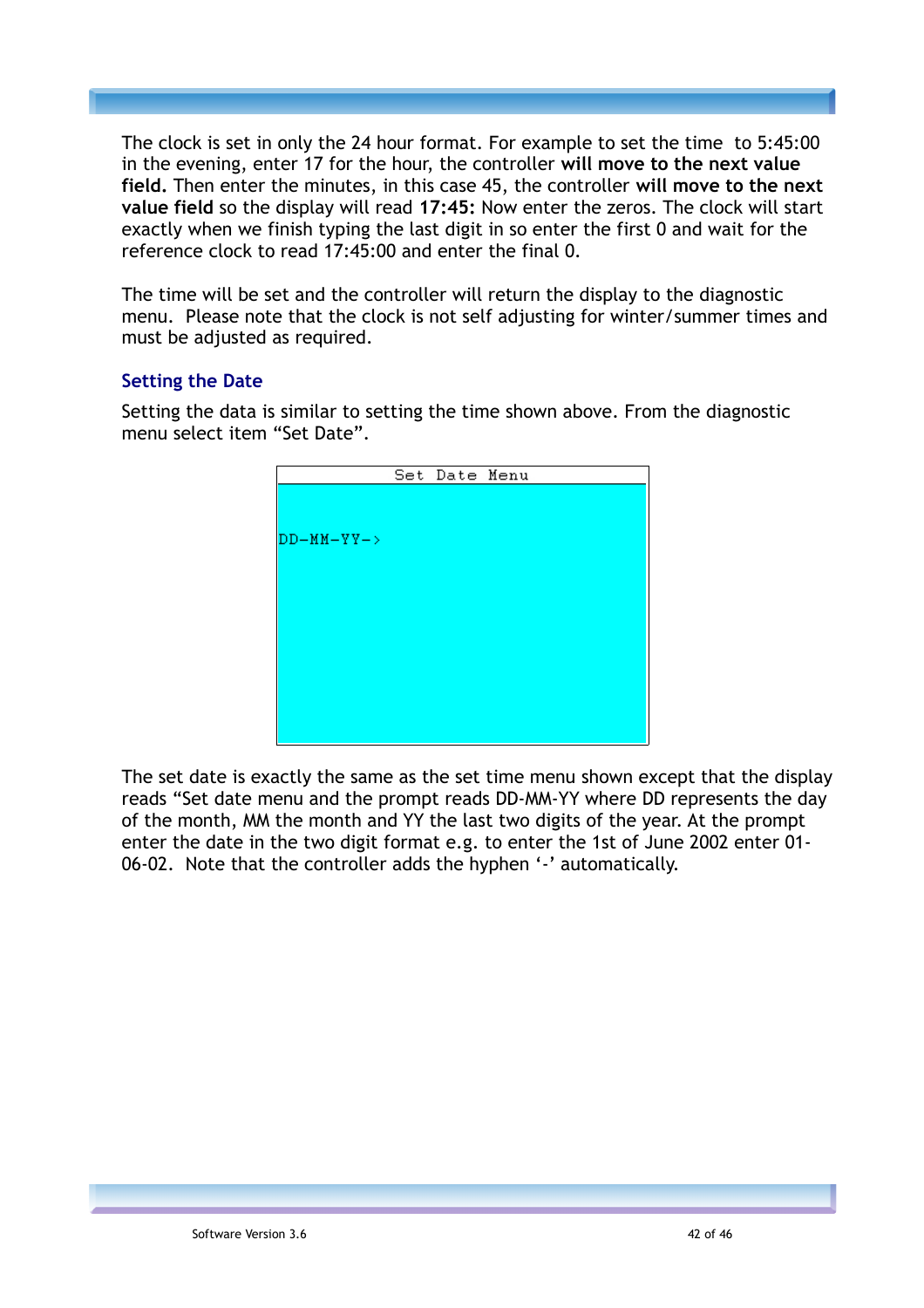The clock is set in only the 24 hour format. For example to set the time to 5:45:00 in the evening, enter 17 for the hour, the controller **will move to the next value field.** Then enter the minutes, in this case 45, the controller **will move to the next value field** so the display will read **17:45:** Now enter the zeros. The clock will start exactly when we finish typing the last digit in so enter the first 0 and wait for the reference clock to read 17:45:00 and enter the final 0.

The time will be set and the controller will return the display to the diagnostic menu. Please note that the clock is not self adjusting for winter/summer times and must be adjusted as required.

## Setting the Date

Setting the data is similar to setting the time shown above. From the diagnostic menu select item "Set Date".

```
Set Date Menu

DD-MM-YY->
```

The set date is exactly the same as the set time menu shown except that the display reads "Set date menu and the prompt reads DD-MM-YY where DD represents the day of the month, MM the month and YY the last two digits of the year. At the prompt enter the date in the two digit format e.g. to enter the 1st of June 2002 enter 01-06-02. Note that the controller adds the hyphen '-' automatically.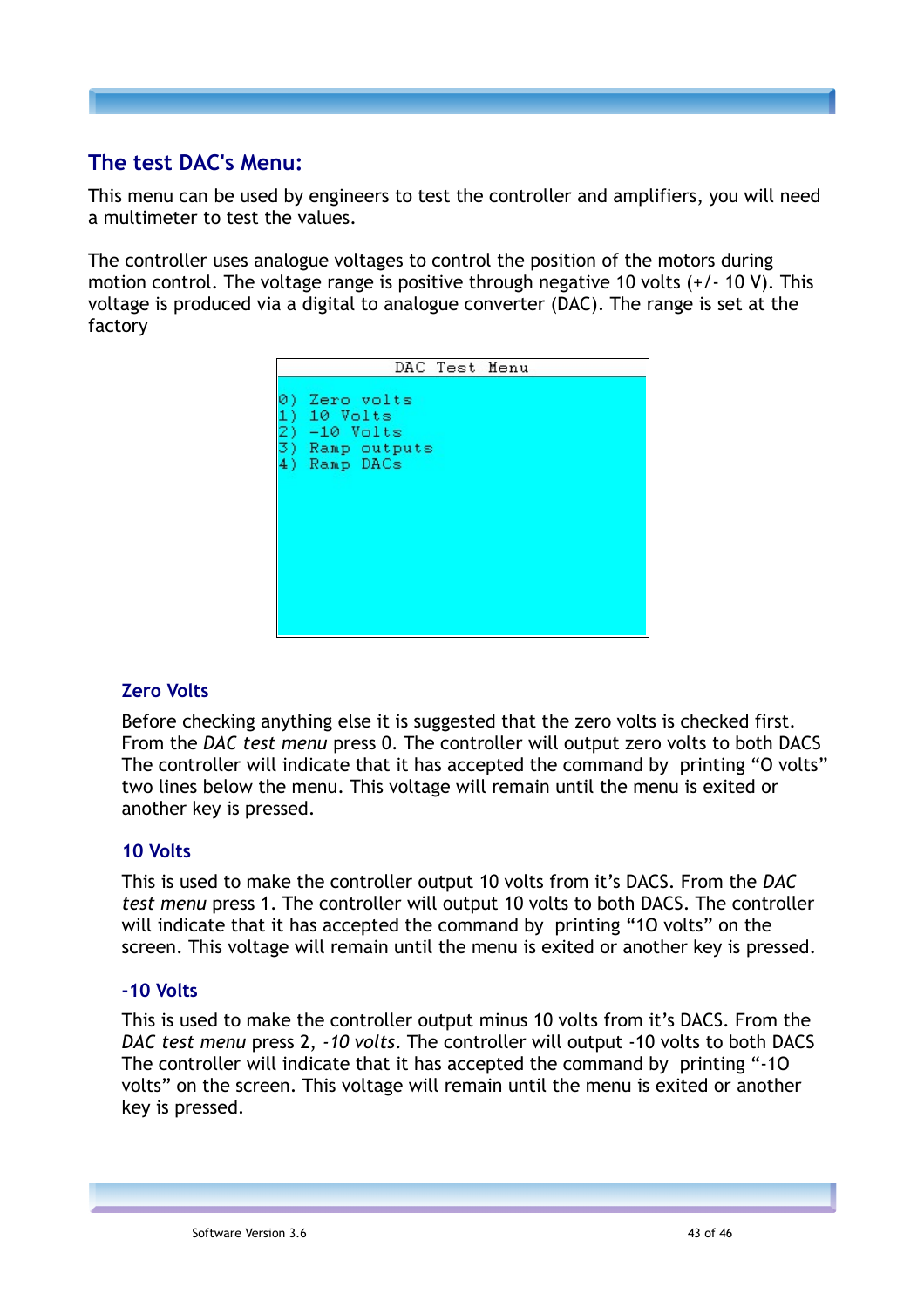## The test DAC's Menu:

This menu can be used by engineers to test the controller and amplifiers, you will need a multimeter to test the values.

The controller uses analogue voltages to control the position of the motors during motion control. The voltage range is positive through negative 10 volts (+/- 10 V). This voltage is produced via a digital to analogue converter (DAC). The range is set at the factory

```
DAC Test Menu

0) Zero volts
1) 10 Volts
2) -10 Volts
3) Ramp outputs
4) Ramp DACs
```

### Zero Volts

Before checking anything else it is suggested that the zero volts is checked first. From the *DAC test menu* press 0. The controller will output zero volts to both DACS The controller will indicate that it has accepted the command by printing "O volts" two lines below the menu. This voltage will remain until the menu is exited or another key is pressed.

### 10 Volts

This is used to make the controller output 10 volts from it's DACS. From the *DAC test menu* press 1. The controller will output 10 volts to both DACS. The controller will indicate that it has accepted the command by printing "1O volts" on the screen. This voltage will remain until the menu is exited or another key is pressed.

### -10 Volts

This is used to make the controller output minus 10 volts from it's DACS. From the *DAC test menu* press 2, *-10 volts*. The controller will output -10 volts to both DACS The controller will indicate that it has accepted the command by printing "-1O volts" on the screen. This voltage will remain until the menu is exited or another key is pressed.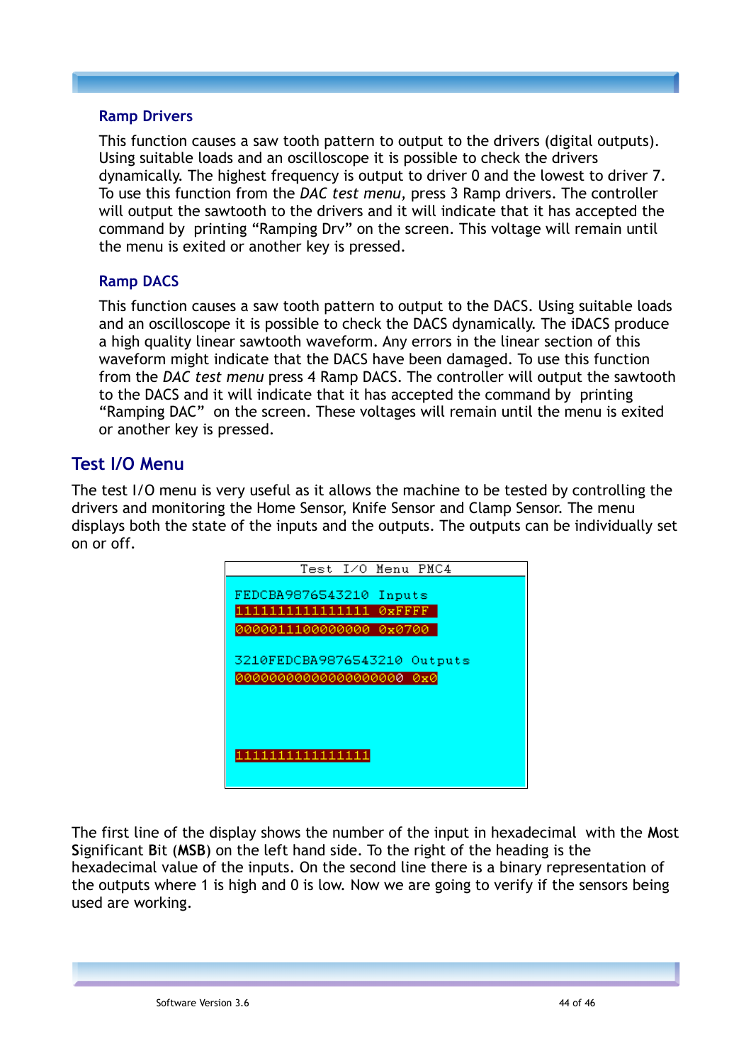### Ramp Drivers

This function causes a saw tooth pattern to output to the drivers (digital outputs). Using suitable loads and an oscilloscope it is possible to check the drivers dynamically. The highest frequency is output to driver 0 and the lowest to driver 7. To use this function from the *DAC test menu,* press 3 Ramp drivers. The controller will output the sawtooth to the drivers and it will indicate that it has accepted the command by printing “Ramping Drv” on the screen. This voltage will remain until the menu is exited or another key is pressed.

### Ramp DACS

This function causes a saw tooth pattern to output to the DACS. Using suitable loads and an oscilloscope it is possible to check the DACS dynamically. The iDACS produce a high quality linear sawtooth waveform. Any errors in the linear section of this waveform might indicate that the DACS have been damaged. To use this function from the *DAC test menu* press 4 Ramp DACS. The controller will output the sawtooth to the DACS and it will indicate that it has accepted the command by printing “Ramping DAC” on the screen. These voltages will remain until the menu is exited or another key is pressed.

## Test I/O Menu

The test I/O menu is very useful as it allows the machine to be tested by controlling the drivers and monitoring the Home Sensor, Knife Sensor and Clamp Sensor. The menu displays both the state of the inputs and the outputs. The outputs can be individually set on or off.

```
Test I/O Menu PMC4

FEDCBA9876543210 Inputs
1111111111111111 0xFFFF
0000011100000000 0x0700

3210FEDCBA9876543210 Outputs
00000000000000000000 0x0



1111111111111111
```

The first line of the display shows the number of the input in hexadecimal with the **M**ost **S**ignificant **B**it (**MSB**) on the left hand side. To the right of the heading is the hexadecimal value of the inputs. On the second line there is a binary representation of the outputs where 1 is high and 0 is low. Now we are going to verify if the sensors being used are working.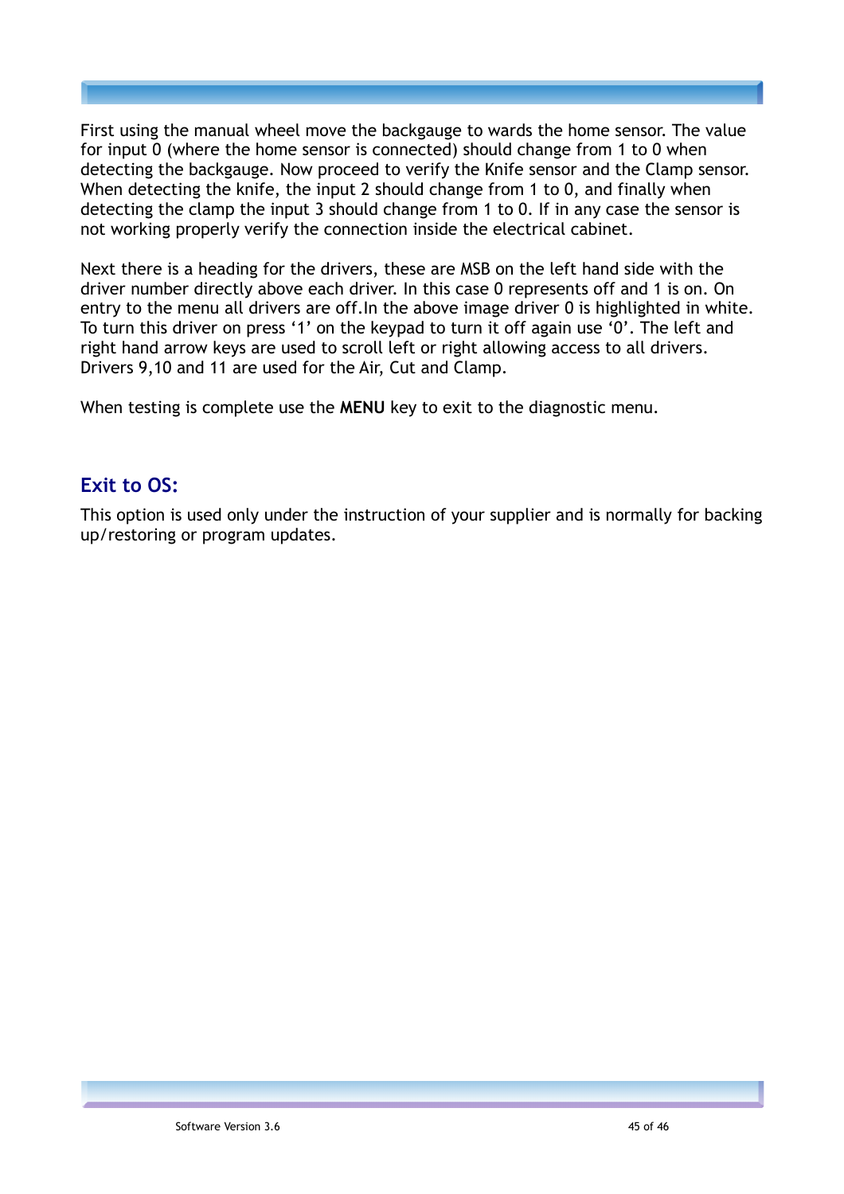First using the manual wheel move the backgauge to wards the home sensor. The value for input 0 (where the home sensor is connected) should change from 1 to 0 when detecting the backgauge. Now proceed to verify the Knife sensor and the Clamp sensor. When detecting the knife, the input 2 should change from 1 to 0, and finally when detecting the clamp the input 3 should change from 1 to 0. If in any case the sensor is not working properly verify the connection inside the electrical cabinet.

Next there is a heading for the drivers, these are MSB on the left hand side with the driver number directly above each driver. In this case 0 represents off and 1 is on. On entry to the menu all drivers are off.In the above image driver 0 is highlighted in white. To turn this driver on press ‘1’ on the keypad to turn it off again use ‘0’. The left and right hand arrow keys are used to scroll left or right allowing access to all drivers. Drivers 9,10 and 11 are used for the Air, Cut and Clamp.

When testing is complete use the **MENU** key to exit to the diagnostic menu.

## Exit to OS:

This option is used only under the instruction of your supplier and is normally for backing up/restoring or program updates.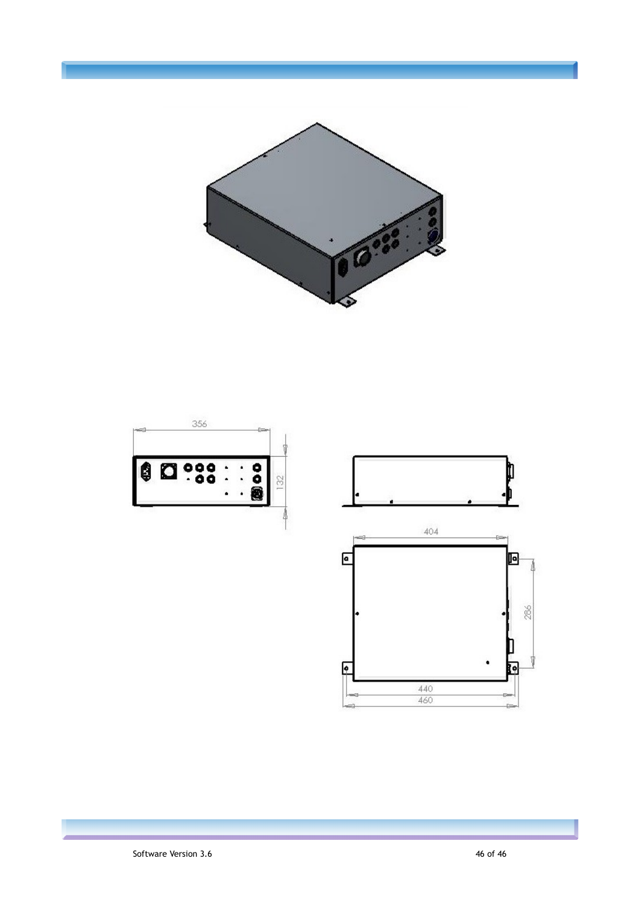356

132

404

286

440

460